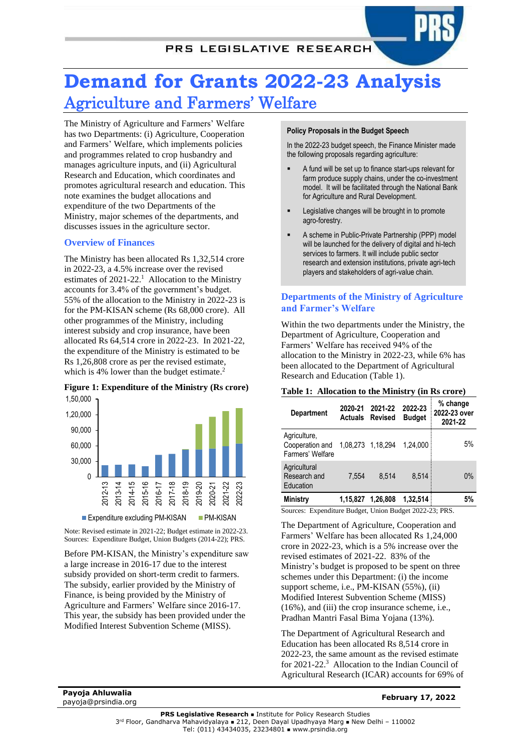# Demand for Grants 2022-23 Analysis

## Agriculture and Farmers' Welfare

The Ministry of Agriculture and Farmers' Welfare has two Departments: (i) Agriculture, Cooperation and Farmers' Welfare, which implements policies and programmes related to crop husbandry and manages agriculture inputs, and (ii) Agricultural Research and Education, which coordinates and promotes agricultural research and education. This note examines the budget allocations and expenditure of the two Departments of the Ministry, major schemes of the departments, and discusses issues in the agriculture sector.

### Overview of Finances

The Ministry has been allocated Rs 1,32,514 crore in 2022-23, a 4.5% increase over the revised estimates of 2021-22.[1] Allocation to the Ministry accounts for 3.4% of the government's budget. 55% of the allocation to the Ministry in 2022-23 is for the PM-KISAN scheme (Rs 68,000 crore). All other programmes of the Ministry, including interest subsidy and crop insurance, have been allocated Rs 64,514 crore in 2022-23. In 2021-22, the expenditure of the Ministry is estimated to be Rs 1,26,808 crore as per the revised estimate, which is 4% lower than the budget estimate.[2]

**Figure 1: Expenditure of the Ministry (Rs crore)**

Note: Revised estimate in 2021-22; Budget estimate in 2022-23.
Sources: Expenditure Budget, Union Budgets (2014-22); PRS.

Before PM-KISAN, the Ministry's expenditure saw a large increase in 2016-17 due to the interest subsidy provided on short-term credit to farmers. The subsidy, earlier provided by the Ministry of Finance, is being provided by the Ministry of Agriculture and Farmers' Welfare since 2016-17. This year, the subsidy has been provided under the Modified Interest Subvention Scheme (MISS).

**Policy Proposals in the Budget Speech**

In the 2022-23 budget speech, the Finance Minister made the following proposals regarding agriculture:

- A fund will be set up to finance start-ups relevant for farm produce supply chains, under the co-investment model. It will be facilitated through the National Bank for Agriculture and Rural Development.
- Legislative changes will be brought in to promote agro-forestry.
- A scheme in Public-Private Partnership (PPP) model will be launched for the delivery of digital and hi-tech services to farmers. It will include public sector research and extension institutions, private agri-tech players and stakeholders of agri-value chain.

### Departments of the Ministry of Agriculture and Farmer's Welfare

Within the two departments under the Ministry, the Department of Agriculture, Cooperation and Farmers' Welfare has received 94% of the allocation to the Ministry in 2022-23, while 6% has been allocated to the Department of Agricultural Research and Education (Table 1).

**Table 1: Allocation to the Ministry (in Rs crore)**

| Department | 2020-21 Actuals | 2021-22 Revised | 2022-23 Budget | % change 2022-23 over 2021-22 |
|---|---|---|---|---|
| Agriculture, Cooperation and Farmers' Welfare | 1,08,273 | 1,18,294 | 1,24,000 | 5% |
| Agricultural Research and Education | 7,554 | 8,514 | 8,514 | 0% |
| **Ministry** | **1,15,827** | **1,26,808** | **1,32,514** | **5%** |

Sources: Expenditure Budget, Union Budget 2022-23; PRS.

The Department of Agriculture, Cooperation and Farmers' Welfare has been allocated Rs 1,24,000 crore in 2022-23, which is a 5% increase over the revised estimates of 2021-22. 83% of the Ministry's budget is proposed to be spent on three schemes under this Department: (i) the income support scheme, i.e., PM-KISAN (55%), (ii) Modified Interest Subvention Scheme (MISS) (16%), and (iii) the crop insurance scheme, i.e., Pradhan Mantri Fasal Bima Yojana (13%).

The Department of Agricultural Research and Education has been allocated Rs 8,514 crore in 2022-23, the same amount as the revised estimate for 2021-22.[3] Allocation to the Indian Council of Agricultural Research (ICAR) accounts for 69% of

Payoja Ahluwalia
payoja@prsindia.org

February 17, 2022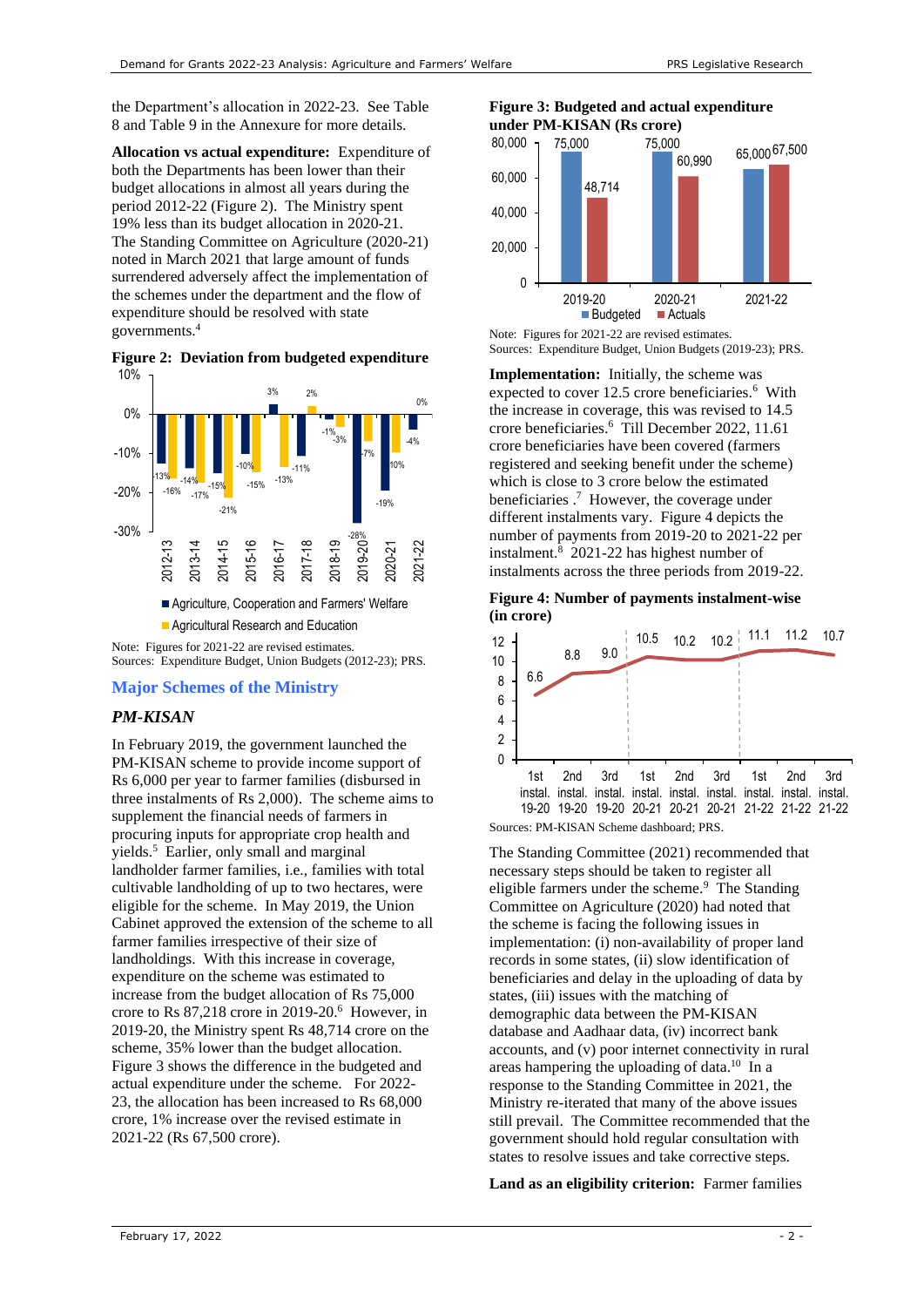the Department's allocation in 2022-23. See Table 8 and Table 9 in the Annexure for more details.

**Allocation vs actual expenditure:** Expenditure of both the Departments has been lower than their budget allocations in almost all years during the period 2012-22 (Figure 2). The Ministry spent 19% less than its budget allocation in 2020-21. The Standing Committee on Agriculture (2020-21) noted in March 2021 that large amount of funds surrendered adversely affect the implementation of the schemes under the department and the flow of expenditure should be resolved with state governments.[4]

**Figure 2: Deviation from budgeted expenditure**

| Year | Agriculture, Cooperation and Farmers' Welfare | Agricultural Research and Education |
|---|---|---|
| 2012-13 | -13% | -16% |
| 2013-14 | -14% | -17% |
| 2014-15 | -15% | -21% |
| 2015-16 | -10% | -15% |
| 2016-17 | 3% | -13% |
| 2017-18 | -11% | 2% |
| 2018-19 | -1% | -3% |
| 2019-20 | -28% | -7% |
| 2020-21 | -10% | -19% |
| 2021-22 | -4% | 0% |

Note: Figures for 2021-22 are revised estimates.
Sources: Expenditure Budget, Union Budgets (2012-23); PRS.

## Major Schemes of the Ministry

### *PM-KISAN*

In February 2019, the government launched the PM-KISAN scheme to provide income support of Rs 6,000 per year to farmer families (disbursed in three instalments of Rs 2,000). The scheme aims to supplement the financial needs of farmers in procuring inputs for appropriate crop health and yields.[5] Earlier, only small and marginal landholder farmer families, i.e., families with total cultivable landholding of up to two hectares, were eligible for the scheme. In May 2019, the Union Cabinet approved the extension of the scheme to all farmer families irrespective of their size of landholdings. With this increase in coverage, expenditure on the scheme was estimated to increase from the budget allocation of Rs 75,000 crore to Rs 87,218 crore in 2019-20.[6] However, in 2019-20, the Ministry spent Rs 48,714 crore on the scheme, 35% lower than the budget allocation. Figure 3 shows the difference in the budgeted and actual expenditure under the scheme. For 2022-23, the allocation has been increased to Rs 68,000 crore, 1% increase over the revised estimate in 2021-22 (Rs 67,500 crore).

**Figure 3: Budgeted and actual expenditure under PM-KISAN (Rs crore)**

| Year | Budgeted | Actuals |
|---|---|---|
| 2019-20 | 75,000 | 48,714 |
| 2020-21 | 75,000 | 60,990 |
| 2021-22 | 65,000 | 67,500 |

Note: Figures for 2021-22 are revised estimates.
Sources: Expenditure Budget, Union Budgets (2019-23); PRS.

**Implementation:** Initially, the scheme was expected to cover 12.5 crore beneficiaries.[6] With the increase in coverage, this was revised to 14.5 crore beneficiaries.[6] Till December 2022, 11.61 crore beneficiaries have been covered (farmers registered and seeking benefit under the scheme) which is close to 3 crore below the estimated beneficiaries .[7] However, the coverage under different instalments vary. Figure 4 depicts the number of payments from 2019-20 to 2021-22 per instalment.[8] 2021-22 has highest number of instalments across the three periods from 2019-22.

**Figure 4: Number of payments instalment-wise (in crore)**

| Instalment | Payments |
|---|---|
| 1st instal. 19-20 | 6.6 |
| 2nd instal. 19-20 | 8.8 |
| 3rd instal. 19-20 | 9.0 |
| 1st instal. 20-21 | 10.5 |
| 2nd instal. 20-21 | 10.2 |
| 3rd instal. 20-21 | 10.2 |
| 1st instal. 21-22 | 11.1 |
| 2nd instal. 21-22 | 11.2 |
| 3rd instal. 21-22 | 10.7 |

Sources: PM-KISAN Scheme dashboard; PRS.

The Standing Committee (2021) recommended that necessary steps should be taken to register all eligible farmers under the scheme.[9] The Standing Committee on Agriculture (2020) had noted that the scheme is facing the following issues in implementation: (i) non-availability of proper land records in some states, (ii) slow identification of beneficiaries and delay in the uploading of data by states, (iii) issues with the matching of demographic data between the PM-KISAN database and Aadhaar data, (iv) incorrect bank accounts, and (v) poor internet connectivity in rural areas hampering the uploading of data.[10] In a response to the Standing Committee in 2021, the Ministry re-iterated that many of the above issues still prevail. The Committee recommended that the government should hold regular consultation with states to resolve issues and take corrective steps.

**Land as an eligibility criterion:** Farmer families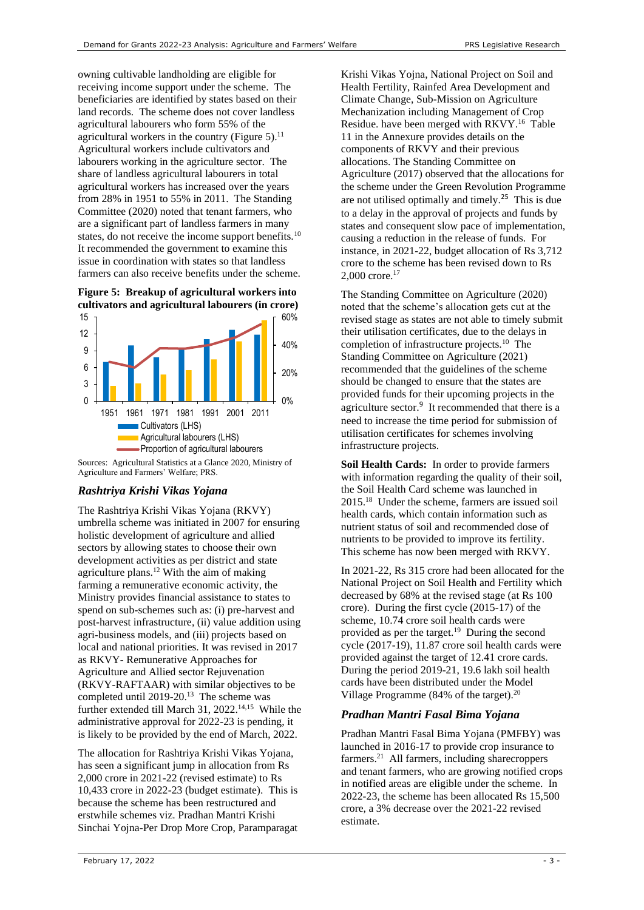owning cultivable landholding are eligible for receiving income support under the scheme. The beneficiaries are identified by states based on their land records. The scheme does not cover landless agricultural labourers who form 55% of the agricultural workers in the country (Figure 5).[11] Agricultural workers include cultivators and labourers working in the agriculture sector. The share of landless agricultural labourers in total agricultural workers has increased over the years from 28% in 1951 to 55% in 2011. The Standing Committee (2020) noted that tenant farmers, who are a significant part of landless farmers in many states, do not receive the income support benefits.[10] It recommended the government to examine this issue in coordination with states so that landless farmers can also receive benefits under the scheme.

**Figure 5: Breakup of agricultural workers into cultivators and agricultural labourers (in crore)**

Sources: Agricultural Statistics at a Glance 2020, Ministry of Agriculture and Farmers' Welfare; PRS.

## *Rashtriya Krishi Vikas Yojana*

The Rashtriya Krishi Vikas Yojana (RKVY) umbrella scheme was initiated in 2007 for ensuring holistic development of agriculture and allied sectors by allowing states to choose their own development activities as per district and state agriculture plans.[12] With the aim of making farming a remunerative economic activity, the Ministry provides financial assistance to states to spend on sub-schemes such as: (i) pre-harvest and post-harvest infrastructure, (ii) value addition using agri-business models, and (iii) projects based on local and national priorities. It was revised in 2017 as RKVY- Remunerative Approaches for Agriculture and Allied sector Rejuvenation (RKVY-RAFTAAR) with similar objectives to be completed until 2019-20.[13] The scheme was further extended till March 31, 2022.[14,15] While the administrative approval for 2022-23 is pending, it is likely to be provided by the end of March, 2022.

The allocation for Rashtriya Krishi Vikas Yojana, has seen a significant jump in allocation from Rs 2,000 crore in 2021-22 (revised estimate) to Rs 10,433 crore in 2022-23 (budget estimate). This is because the scheme has been restructured and erstwhile schemes viz. Pradhan Mantri Krishi Sinchai Yojna-Per Drop More Crop, Paramparagat Krishi Vikas Yojna, National Project on Soil and Health Fertility, Rainfed Area Development and Climate Change, Sub-Mission on Agriculture Mechanization including Management of Crop Residue. have been merged with RKVY.[16] Table 11 in the Annexure provides details on the components of RKVY and their previous allocations. The Standing Committee on Agriculture (2017) observed that the allocations for the scheme under the Green Revolution Programme are not utilised optimally and timely.[25] This is due to a delay in the approval of projects and funds by states and consequent slow pace of implementation, causing a reduction in the release of funds. For instance, in 2021-22, budget allocation of Rs 3,712 crore to the scheme has been revised down to Rs 2,000 crore.[17]

The Standing Committee on Agriculture (2020) noted that the scheme's allocation gets cut at the revised stage as states are not able to timely submit their utilisation certificates, due to the delays in completion of infrastructure projects.[10] The Standing Committee on Agriculture (2021) recommended that the guidelines of the scheme should be changed to ensure that the states are provided funds for their upcoming projects in the agriculture sector.[9] It recommended that there is a need to increase the time period for submission of utilisation certificates for schemes involving infrastructure projects.

**Soil Health Cards:** In order to provide farmers with information regarding the quality of their soil, the Soil Health Card scheme was launched in 2015.[18] Under the scheme, farmers are issued soil health cards, which contain information such as nutrient status of soil and recommended dose of nutrients to be provided to improve its fertility. This scheme has now been merged with RKVY.

In 2021-22, Rs 315 crore had been allocated for the National Project on Soil Health and Fertility which decreased by 68% at the revised stage (at Rs 100 crore). During the first cycle (2015-17) of the scheme, 10.74 crore soil health cards were provided as per the target.[19] During the second cycle (2017-19), 11.87 crore soil health cards were provided against the target of 12.41 crore cards. During the period 2019-21, 19.6 lakh soil health cards have been distributed under the Model Village Programme (84% of the target).[20]

## *Pradhan Mantri Fasal Bima Yojana*

Pradhan Mantri Fasal Bima Yojana (PMFBY) was launched in 2016-17 to provide crop insurance to farmers.[21] All farmers, including sharecroppers and tenant farmers, who are growing notified crops in notified areas are eligible under the scheme. In 2022-23, the scheme has been allocated Rs 15,500 crore, a 3% decrease over the 2021-22 revised estimate.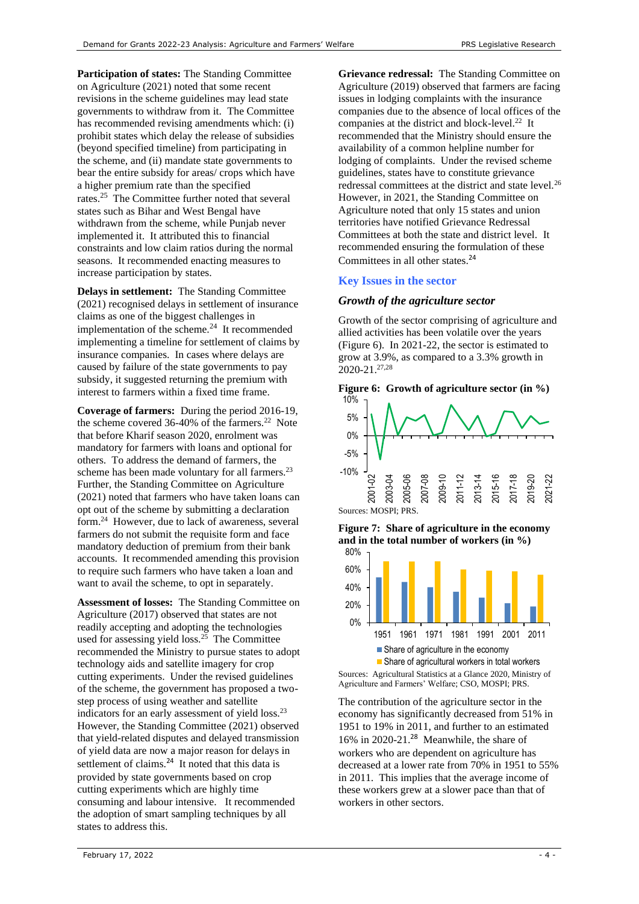**Participation of states:** The Standing Committee on Agriculture (2021) noted that some recent revisions in the scheme guidelines may lead state governments to withdraw from it. The Committee has recommended revising amendments which: (i) prohibit states which delay the release of subsidies (beyond specified timeline) from participating in the scheme, and (ii) mandate state governments to bear the entire subsidy for areas/ crops which have a higher premium rate than the specified rates.[25] The Committee further noted that several states such as Bihar and West Bengal have withdrawn from the scheme, while Punjab never implemented it. It attributed this to financial constraints and low claim ratios during the normal seasons. It recommended enacting measures to increase participation by states.

**Delays in settlement:** The Standing Committee (2021) recognised delays in settlement of insurance claims as one of the biggest challenges in implementation of the scheme.[24] It recommended implementing a timeline for settlement of claims by insurance companies. In cases where delays are caused by failure of the state governments to pay subsidy, it suggested returning the premium with interest to farmers within a fixed time frame.

**Coverage of farmers:** During the period 2016-19, the scheme covered 36-40% of the farmers.[22] Note that before Kharif season 2020, enrolment was mandatory for farmers with loans and optional for others. To address the demand of farmers, the scheme has been made voluntary for all farmers.[23] Further, the Standing Committee on Agriculture (2021) noted that farmers who have taken loans can opt out of the scheme by submitting a declaration form.[24] However, due to lack of awareness, several farmers do not submit the requisite form and face mandatory deduction of premium from their bank accounts. It recommended amending this provision to require such farmers who have taken a loan and want to avail the scheme, to opt in separately.

**Assessment of losses:** The Standing Committee on Agriculture (2017) observed that states are not readily accepting and adopting the technologies used for assessing yield loss.[25] The Committee recommended the Ministry to pursue states to adopt technology aids and satellite imagery for crop cutting experiments. Under the revised guidelines of the scheme, the government has proposed a two-step process of using weather and satellite indicators for an early assessment of yield loss.[23] However, the Standing Committee (2021) observed that yield-related disputes and delayed transmission of yield data are now a major reason for delays in settlement of claims.[24] It noted that this data is provided by state governments based on crop cutting experiments which are highly time consuming and labour intensive. It recommended the adoption of smart sampling techniques by all states to address this.

**Grievance redressal:** The Standing Committee on Agriculture (2019) observed that farmers are facing issues in lodging complaints with the insurance companies due to the absence of local offices of the companies at the district and block-level.[22] It recommended that the Ministry should ensure the availability of a common helpline number for lodging of complaints. Under the revised scheme guidelines, states have to constitute grievance redressal committees at the district and state level.[26] However, in 2021, the Standing Committee on Agriculture noted that only 15 states and union territories have notified Grievance Redressal Committees at both the state and district level. It recommended ensuring the formulation of these Committees in all other states.[24]

## Key Issues in the sector

### *Growth of the agriculture sector*

Growth of the sector comprising of agriculture and allied activities has been volatile over the years (Figure 6). In 2021-22, the sector is estimated to grow at 3.9%, as compared to a 3.3% growth in 2020-21.[27,28]

**Figure 6: Growth of agriculture sector (in %)**

Sources: MOSPI; PRS.

**Figure 7: Share of agriculture in the economy and in the total number of workers (in %)**

Sources: Agricultural Statistics at a Glance 2020, Ministry of Agriculture and Farmers' Welfare; CSO, MOSPI; PRS.

The contribution of the agriculture sector in the economy has significantly decreased from 51% in 1951 to 19% in 2011, and further to an estimated 16% in 2020-21.[28] Meanwhile, the share of workers who are dependent on agriculture has decreased at a lower rate from 70% in 1951 to 55% in 2011. This implies that the average income of these workers grew at a slower pace than that of workers in other sectors.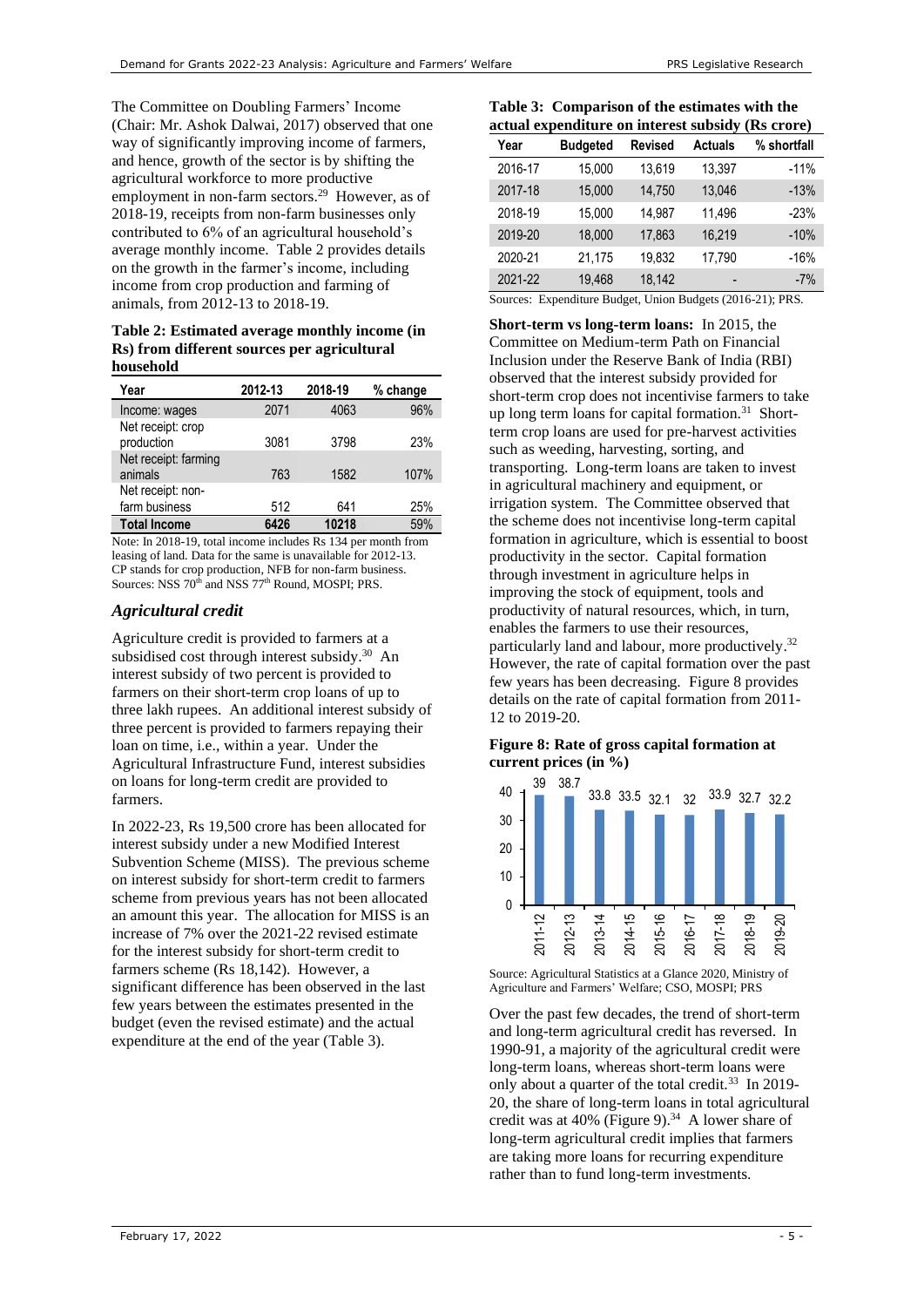The Committee on Doubling Farmers' Income (Chair: Mr. Ashok Dalwai, 2017) observed that one way of significantly improving income of farmers, and hence, growth of the sector is by shifting the agricultural workforce to more productive employment in non-farm sectors.[29] However, as of 2018-19, receipts from non-farm businesses only contributed to 6% of an agricultural household's average monthly income. Table 2 provides details on the growth in the farmer's income, including income from crop production and farming of animals, from 2012-13 to 2018-19.

**Table 2: Estimated average monthly income (in Rs) from different sources per agricultural household**

| Year | 2012-13 | 2018-19 | % change |
|---|---|---|---|
| Income: wages | 2071 | 4063 | 96% |
| Net receipt: crop production | 3081 | 3798 | 23% |
| Net receipt: farming animals | 763 | 1582 | 107% |
| Net receipt: non-farm business | 512 | 641 | 25% |
| **Total Income** | **6426** | **10218** | 59% |

Note: In 2018-19, total income includes Rs 134 per month from leasing of land. Data for the same is unavailable for 2012-13. CP stands for crop production, NFB for non-farm business.
Sources: NSS 70th and NSS 77th Round, MOSPI; PRS.

## *Agricultural credit*

Agriculture credit is provided to farmers at a subsidised cost through interest subsidy.[30] An interest subsidy of two percent is provided to farmers on their short-term crop loans of up to three lakh rupees. An additional interest subsidy of three percent is provided to farmers repaying their loan on time, i.e., within a year. Under the Agricultural Infrastructure Fund, interest subsidies on loans for long-term credit are provided to farmers.

In 2022-23, Rs 19,500 crore has been allocated for interest subsidy under a new Modified Interest Subvention Scheme (MISS). The previous scheme on interest subsidy for short-term credit to farmers scheme from previous years has not been allocated an amount this year. The allocation for MISS is an increase of 7% over the 2021-22 revised estimate for the interest subsidy for short-term credit to farmers scheme (Rs 18,142). However, a significant difference has been observed in the last few years between the estimates presented in the budget (even the revised estimate) and the actual expenditure at the end of the year (Table 3).

**Table 3: Comparison of the estimates with the actual expenditure on interest subsidy (Rs crore)**

| Year | Budgeted | Revised | Actuals | % shortfall |
|---|---|---|---|---|
| 2016-17 | 15,000 | 13,619 | 13,397 | -11% |
| 2017-18 | 15,000 | 14,750 | 13,046 | -13% |
| 2018-19 | 15,000 | 14,987 | 11,496 | -23% |
| 2019-20 | 18,000 | 17,863 | 16,219 | -10% |
| 2020-21 | 21,175 | 19,832 | 17,790 | -16% |
| 2021-22 | 19,468 | 18,142 | - | -7% |

Sources: Expenditure Budget, Union Budgets (2016-21); PRS.

**Short-term vs long-term loans:** In 2015, the Committee on Medium-term Path on Financial Inclusion under the Reserve Bank of India (RBI) observed that the interest subsidy provided for short-term crop does not incentivise farmers to take up long term loans for capital formation.[31] Short-term crop loans are used for pre-harvest activities such as weeding, harvesting, sorting, and transporting. Long-term loans are taken to invest in agricultural machinery and equipment, or irrigation system. The Committee observed that the scheme does not incentivise long-term capital formation in agriculture, which is essential to boost productivity in the sector. Capital formation through investment in agriculture helps in improving the stock of equipment, tools and productivity of natural resources, which, in turn, enables the farmers to use their resources, particularly land and labour, more productively.[32] However, the rate of capital formation over the past few years has been decreasing. Figure 8 provides details on the rate of capital formation from 2011-12 to 2019-20.

**Figure 8: Rate of gross capital formation at current prices (in %)**

| Year | Rate (%) |
|---|---|
| 2011-12 | 39 |
| 2012-13 | 38.7 |
| 2013-14 | 33.8 |
| 2014-15 | 33.5 |
| 2015-16 | 32.1 |
| 2016-17 | 32 |
| 2017-18 | 33.9 |
| 2018-19 | 32.7 |
| 2019-20 | 32.2 |

Source: Agricultural Statistics at a Glance 2020, Ministry of Agriculture and Farmers' Welfare; CSO, MOSPI; PRS

Over the past few decades, the trend of short-term and long-term agricultural credit has reversed. In 1990-91, a majority of the agricultural credit were long-term loans, whereas short-term loans were only about a quarter of the total credit.[33] In 2019-20, the share of long-term loans in total agricultural credit was at 40% (Figure 9).[34] A lower share of long-term agricultural credit implies that farmers are taking more loans for recurring expenditure rather than to fund long-term investments.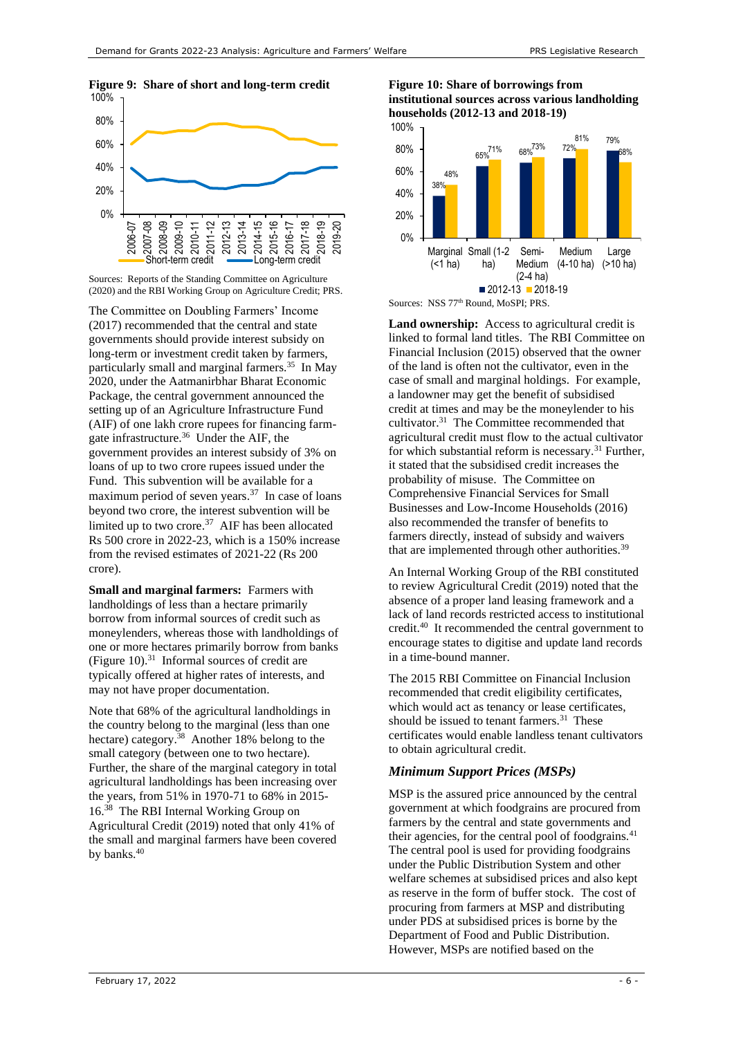**Figure 9: Share of short and long-term credit**

Sources: Reports of the Standing Committee on Agriculture (2020) and the RBI Working Group on Agriculture Credit; PRS.

The Committee on Doubling Farmers' Income (2017) recommended that the central and state governments should provide interest subsidy on long-term or investment credit taken by farmers, particularly small and marginal farmers.[35] In May 2020, under the Aatmanirbhar Bharat Economic Package, the central government announced the setting up of an Agriculture Infrastructure Fund (AIF) of one lakh crore rupees for financing farm-gate infrastructure.[36] Under the AIF, the government provides an interest subsidy of 3% on loans of up to two crore rupees issued under the Fund. This subvention will be available for a maximum period of seven years.[37] In case of loans beyond two crore, the interest subvention will be limited up to two crore.[37] AIF has been allocated Rs 500 crore in 2022-23, which is a 150% increase from the revised estimates of 2021-22 (Rs 200 crore).

**Small and marginal farmers:** Farmers with landholdings of less than a hectare primarily borrow from informal sources of credit such as moneylenders, whereas those with landholdings of one or more hectares primarily borrow from banks (Figure 10).[31] Informal sources of credit are typically offered at higher rates of interests, and may not have proper documentation.

Note that 68% of the agricultural landholdings in the country belong to the marginal (less than one hectare) category.[38] Another 18% belong to the small category (between one to two hectare). Further, the share of the marginal category in total agricultural landholdings has been increasing over the years, from 51% in 1970-71 to 68% in 2015-16.[38] The RBI Internal Working Group on Agricultural Credit (2019) noted that only 41% of the small and marginal farmers have been covered by banks.[40]

**Figure 10: Share of borrowings from institutional sources across various landholding households (2012-13 and 2018-19)**

| Landholding | 2012-13 | 2018-19 |
|---|---|---|
| Marginal (<1 ha) | 38% | 48% |
| Small (1-2 ha) | 65% | 71% |
| Semi-Medium (2-4 ha) | 68% | 73% |
| Medium (4-10 ha) | 72% | 81% |
| Large (>10 ha) | 79% | 68% |

Sources: NSS 77th Round, MoSPI; PRS.

**Land ownership:** Access to agricultural credit is linked to formal land titles. The RBI Committee on Financial Inclusion (2015) observed that the owner of the land is often not the cultivator, even in the case of small and marginal holdings. For example, a landowner may get the benefit of subsidised credit at times and may be the moneylender to his cultivator.[31] The Committee recommended that agricultural credit must flow to the actual cultivator for which substantial reform is necessary.[31] Further, it stated that the subsidised credit increases the probability of misuse. The Committee on Comprehensive Financial Services for Small Businesses and Low-Income Households (2016) also recommended the transfer of benefits to farmers directly, instead of subsidy and waivers that are implemented through other authorities.[39]

An Internal Working Group of the RBI constituted to review Agricultural Credit (2019) noted that the absence of a proper land leasing framework and a lack of land records restricted access to institutional credit.[40] It recommended the central government to encourage states to digitise and update land records in a time-bound manner.

The 2015 RBI Committee on Financial Inclusion recommended that credit eligibility certificates, which would act as tenancy or lease certificates, should be issued to tenant farmers.[31] These certificates would enable landless tenant cultivators to obtain agricultural credit.

### *Minimum Support Prices (MSPs)*

MSP is the assured price announced by the central government at which foodgrains are procured from farmers by the central and state governments and their agencies, for the central pool of foodgrains.[41] The central pool is used for providing foodgrains under the Public Distribution System and other welfare schemes at subsidised prices and also kept as reserve in the form of buffer stock. The cost of procuring from farmers at MSP and distributing under PDS at subsidised prices is borne by the Department of Food and Public Distribution. However, MSPs are notified based on the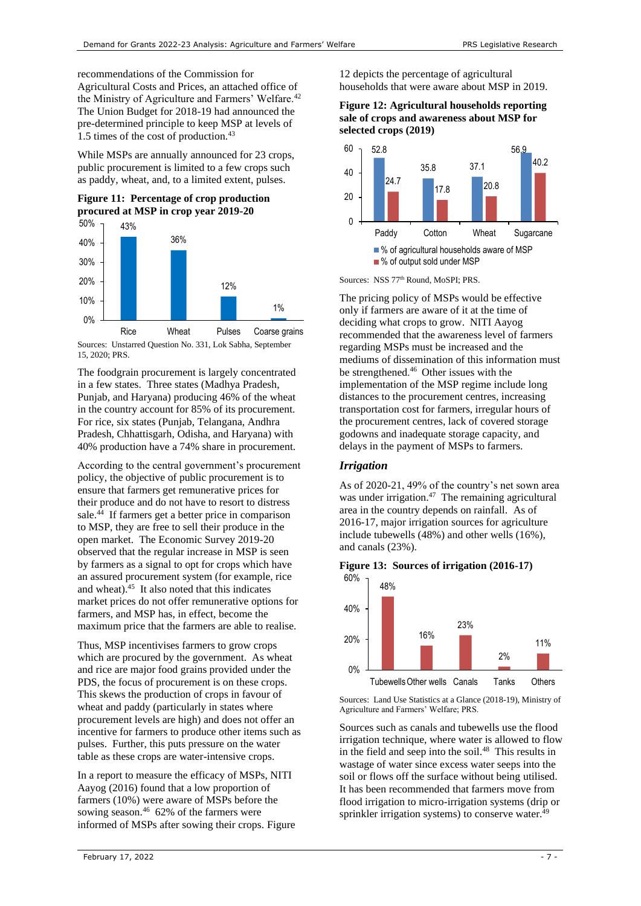recommendations of the Commission for Agricultural Costs and Prices, an attached office of the Ministry of Agriculture and Farmers' Welfare.[42] The Union Budget for 2018-19 had announced the pre-determined principle to keep MSP at levels of 1.5 times of the cost of production.[43]

While MSPs are annually announced for 23 crops, public procurement is limited to a few crops such as paddy, wheat, and, to a limited extent, pulses.

**Figure 11: Percentage of crop production procured at MSP in crop year 2019-20**

| Crop | % procured at MSP |
|---|---|
| Rice | 43% |
| Wheat | 36% |
| Pulses | 12% |
| Coarse grains | 1% |

Sources: Unstarred Question No. 331, Lok Sabha, September 15, 2020; PRS.

The foodgrain procurement is largely concentrated in a few states. Three states (Madhya Pradesh, Punjab, and Haryana) producing 46% of the wheat in the country account for 85% of its procurement. For rice, six states (Punjab, Telangana, Andhra Pradesh, Chhattisgarh, Odisha, and Haryana) with 40% production have a 74% share in procurement.

According to the central government's procurement policy, the objective of public procurement is to ensure that farmers get remunerative prices for their produce and do not have to resort to distress sale.[44] If farmers get a better price in comparison to MSP, they are free to sell their produce in the open market. The Economic Survey 2019-20 observed that the regular increase in MSP is seen by farmers as a signal to opt for crops which have an assured procurement system (for example, rice and wheat).[45] It also noted that this indicates market prices do not offer remunerative options for farmers, and MSP has, in effect, become the maximum price that the farmers are able to realise.

Thus, MSP incentivises farmers to grow crops which are procured by the government. As wheat and rice are major food grains provided under the PDS, the focus of procurement is on these crops. This skews the production of crops in favour of wheat and paddy (particularly in states where procurement levels are high) and does not offer an incentive for farmers to produce other items such as pulses. Further, this puts pressure on the water table as these crops are water-intensive crops.

In a report to measure the efficacy of MSPs, NITI Aayog (2016) found that a low proportion of farmers (10%) were aware of MSPs before the sowing season.[46] 62% of the farmers were informed of MSPs after sowing their crops. Figure 12 depicts the percentage of agricultural households that were aware about MSP in 2019.

**Figure 12: Agricultural households reporting sale of crops and awareness about MSP for selected crops (2019)**

| Crop | % of agricultural households aware of MSP | % of output sold under MSP |
|---|---|---|
| Paddy | 52.8 | 24.7 |
| Cotton | 35.8 | 17.8 |
| Wheat | 37.1 | 20.8 |
| Sugarcane | 56.9 | 40.2 |

Sources: NSS 77th Round, MoSPI; PRS.

The pricing policy of MSPs would be effective only if farmers are aware of it at the time of deciding what crops to grow. NITI Aayog recommended that the awareness level of farmers regarding MSPs must be increased and the mediums of dissemination of this information must be strengthened.[46] Other issues with the implementation of the MSP regime include long distances to the procurement centres, increasing transportation cost for farmers, irregular hours of the procurement centres, lack of covered storage godowns and inadequate storage capacity, and delays in the payment of MSPs to farmers.

### *Irrigation*

As of 2020-21, 49% of the country's net sown area was under irrigation.[47] The remaining agricultural area in the country depends on rainfall. As of 2016-17, major irrigation sources for agriculture include tubewells (48%) and other wells (16%), and canals (23%).

**Figure 13: Sources of irrigation (2016-17)**

| Source | Share |
|---|---|
| Tubewells | 48% |
| Other wells | 16% |
| Canals | 23% |
| Tanks | 2% |
| Others | 11% |

Sources: Land Use Statistics at a Glance (2018-19), Ministry of Agriculture and Farmers' Welfare; PRS.

Sources such as canals and tubewells use the flood irrigation technique, where water is allowed to flow in the field and seep into the soil.[48] This results in wastage of water since excess water seeps into the soil or flows off the surface without being utilised. It has been recommended that farmers move from flood irrigation to micro-irrigation systems (drip or sprinkler irrigation systems) to conserve water.[49]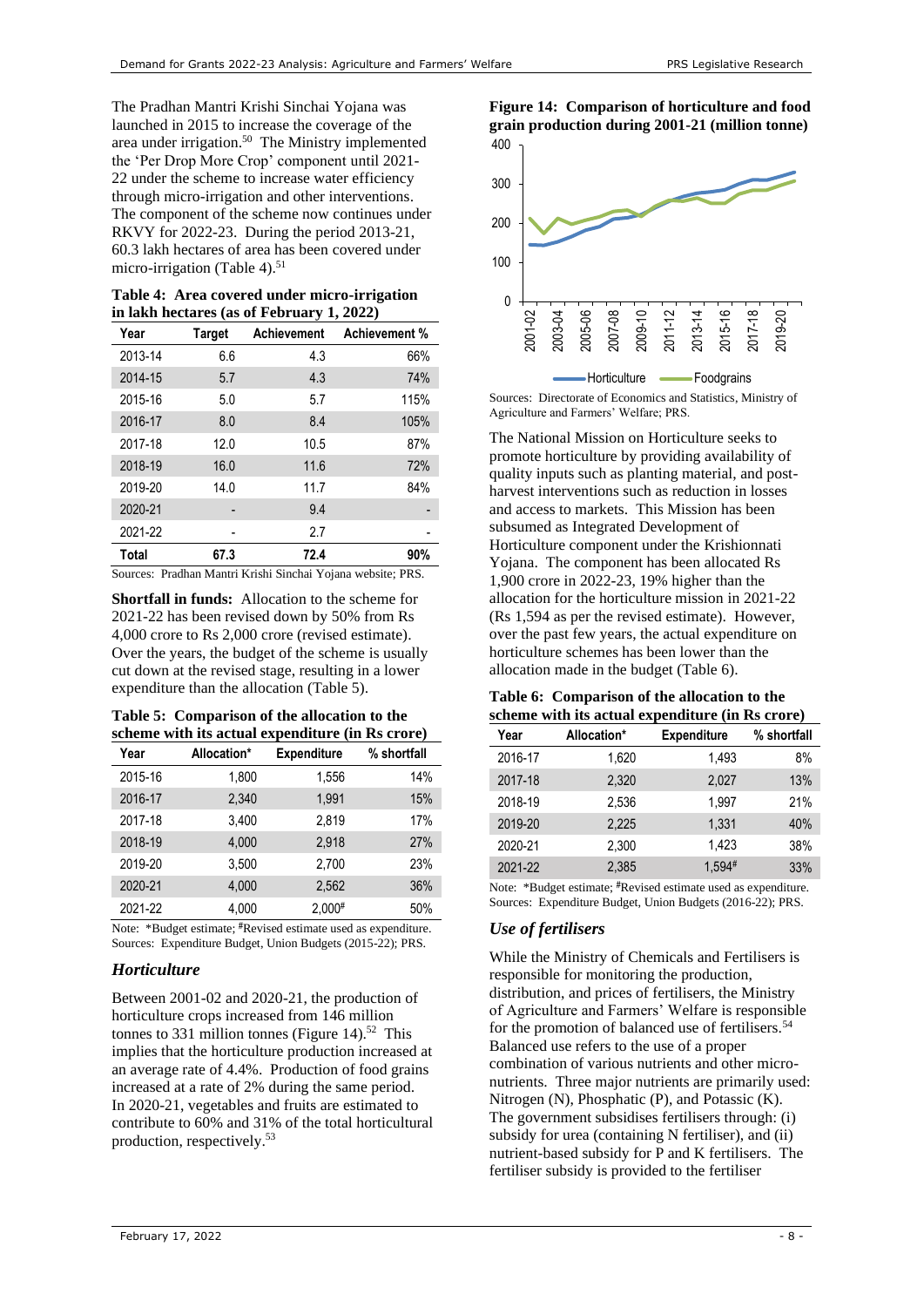The Pradhan Mantri Krishi Sinchai Yojana was launched in 2015 to increase the coverage of the area under irrigation.[50] The Ministry implemented the 'Per Drop More Crop' component until 2021-22 under the scheme to increase water efficiency through micro-irrigation and other interventions. The component of the scheme now continues under RKVY for 2022-23. During the period 2013-21, 60.3 lakh hectares of area has been covered under micro-irrigation (Table 4).[51]

**Table 4: Area covered under micro-irrigation in lakh hectares (as of February 1, 2022)**

| Year | Target | Achievement | Achievement % |
|---|---|---|---|
| 2013-14 | 6.6 | 4.3 | 66% |
| 2014-15 | 5.7 | 4.3 | 74% |
| 2015-16 | 5.0 | 5.7 | 115% |
| 2016-17 | 8.0 | 8.4 | 105% |
| 2017-18 | 12.0 | 10.5 | 87% |
| 2018-19 | 16.0 | 11.6 | 72% |
| 2019-20 | 14.0 | 11.7 | 84% |
| 2020-21 | - | 9.4 | - |
| 2021-22 | - | 2.7 | - |
| **Total** | **67.3** | **72.4** | **90%** |

Sources: Pradhan Mantri Krishi Sinchai Yojana website; PRS.

**Shortfall in funds:** Allocation to the scheme for 2021-22 has been revised down by 50% from Rs 4,000 crore to Rs 2,000 crore (revised estimate). Over the years, the budget of the scheme is usually cut down at the revised stage, resulting in a lower expenditure than the allocation (Table 5).

**Table 5: Comparison of the allocation to the scheme with its actual expenditure (in Rs crore)**

| Year | Allocation* | Expenditure | % shortfall |
|---|---|---|---|
| 2015-16 | 1,800 | 1,556 | 14% |
| 2016-17 | 2,340 | 1,991 | 15% |
| 2017-18 | 3,400 | 2,819 | 17% |
| 2018-19 | 4,000 | 2,918 | 27% |
| 2019-20 | 3,500 | 2,700 | 23% |
| 2020-21 | 4,000 | 2,562 | 36% |
| 2021-22 | 4,000 | 2,000# | 50% |

Note: *Budget estimate; #Revised estimate used as expenditure.
Sources: Expenditure Budget, Union Budgets (2015-22); PRS.

### *Horticulture*

Between 2001-02 and 2020-21, the production of horticulture crops increased from 146 million tonnes to 331 million tonnes (Figure 14).[52] This implies that the horticulture production increased at an average rate of 4.4%. Production of food grains increased at a rate of 2% during the same period. In 2020-21, vegetables and fruits are estimated to contribute to 60% and 31% of the total horticultural production, respectively.[53]

**Figure 14: Comparison of horticulture and food grain production during 2001-21 (million tonne)**

Sources: Directorate of Economics and Statistics, Ministry of Agriculture and Farmers' Welfare; PRS.

The National Mission on Horticulture seeks to promote horticulture by providing availability of quality inputs such as planting material, and post-harvest interventions such as reduction in losses and access to markets. This Mission has been subsumed as Integrated Development of Horticulture component under the Krishionnati Yojana. The component has been allocated Rs 1,900 crore in 2022-23, 19% higher than the allocation for the horticulture mission in 2021-22 (Rs 1,594 as per the revised estimate). However, over the past few years, the actual expenditure on horticulture schemes has been lower than the allocation made in the budget (Table 6).

**Table 6: Comparison of the allocation to the scheme with its actual expenditure (in Rs crore)**

| Year | Allocation* | Expenditure | % shortfall |
|---|---|---|---|
| 2016-17 | 1,620 | 1,493 | 8% |
| 2017-18 | 2,320 | 2,027 | 13% |
| 2018-19 | 2,536 | 1,997 | 21% |
| 2019-20 | 2,225 | 1,331 | 40% |
| 2020-21 | 2,300 | 1,423 | 38% |
| 2021-22 | 2,385 | 1,594# | 33% |

Note: *Budget estimate; #Revised estimate used as expenditure.
Sources: Expenditure Budget, Union Budgets (2016-22); PRS.

### *Use of fertilisers*

While the Ministry of Chemicals and Fertilisers is responsible for monitoring the production, distribution, and prices of fertilisers, the Ministry of Agriculture and Farmers' Welfare is responsible for the promotion of balanced use of fertilisers.[54] Balanced use refers to the use of a proper combination of various nutrients and other micro-nutrients. Three major nutrients are primarily used: Nitrogen (N), Phosphatic (P), and Potassic (K). The government subsidises fertilisers through: (i) subsidy for urea (containing N fertiliser), and (ii) nutrient-based subsidy for P and K fertilisers. The fertiliser subsidy is provided to the fertiliser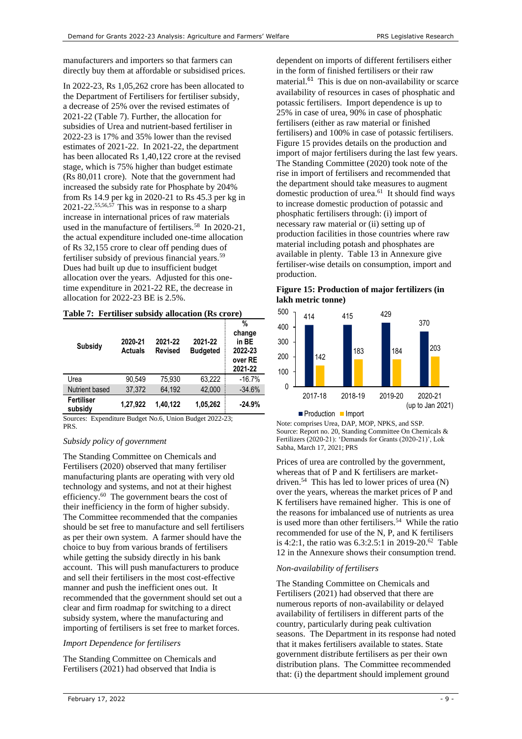manufacturers and importers so that farmers can directly buy them at affordable or subsidised prices.

In 2022-23, Rs 1,05,262 crore has been allocated to the Department of Fertilisers for fertiliser subsidy, a decrease of 25% over the revised estimates of 2021-22 (Table 7). Further, the allocation for subsidies of Urea and nutrient-based fertiliser in 2022-23 is 17% and 35% lower than the revised estimates of 2021-22. In 2021-22, the department has been allocated Rs 1,40,122 crore at the revised stage, which is 75% higher than budget estimate (Rs 80,011 crore). Note that the government had increased the subsidy rate for Phosphate by 204% from Rs 14.9 per kg in 2020-21 to Rs 45.3 per kg in 2021-22.[55,56,57] This was in response to a sharp increase in international prices of raw materials used in the manufacture of fertilisers.[58] In 2020-21, the actual expenditure included one-time allocation of Rs 32,155 crore to clear off pending dues of fertiliser subsidy of previous financial years.[59] Dues had built up due to insufficient budget allocation over the years. Adjusted for this one-time expenditure in 2021-22 RE, the decrease in allocation for 2022-23 BE is 2.5%.

**Table 7: Fertiliser subsidy allocation (Rs crore)**

| Subsidy | 2020-21 Actuals | 2021-22 Revised | 2021-22 Budgeted | % change in BE 2022-23 over RE 2021-22 |
|---|---|---|---|---|
| Urea | 90,549 | 75,930 | 63,222 | -16.7% |
| Nutrient based | 37,372 | 64,192 | 42,000 | -34.6% |
| **Fertiliser subsidy** | **1,27,922** | **1,40,122** | **1,05,262** | **-24.9%** |

Sources: Expenditure Budget No.6, Union Budget 2022-23; PRS.

*Subsidy policy of government*

The Standing Committee on Chemicals and Fertilisers (2020) observed that many fertiliser manufacturing plants are operating with very old technology and systems, and not at their highest efficiency.[60] The government bears the cost of their inefficiency in the form of higher subsidy. The Committee recommended that the companies should be set free to manufacture and sell fertilisers as per their own system. A farmer should have the choice to buy from various brands of fertilisers while getting the subsidy directly in his bank account. This will push manufacturers to produce and sell their fertilisers in the most cost-effective manner and push the inefficient ones out. It recommended that the government should set out a clear and firm roadmap for switching to a direct subsidy system, where the manufacturing and importing of fertilisers is set free to market forces.

*Import Dependence for fertilisers*

The Standing Committee on Chemicals and Fertilisers (2021) had observed that India is dependent on imports of different fertilisers either in the form of finished fertilisers or their raw material.[61] This is due on non-availability or scarce availability of resources in cases of phosphatic and potassic fertilisers. Import dependence is up to 25% in case of urea, 90% in case of phosphatic fertilisers (either as raw material or finished fertilisers) and 100% in case of potassic fertilisers. Figure 15 provides details on the production and import of major fertilisers during the last few years. The Standing Committee (2020) took note of the rise in import of fertilisers and recommended that the department should take measures to augment domestic production of urea.[61] It should find ways to increase domestic production of potassic and phosphatic fertilisers through: (i) import of necessary raw material or (ii) setting up of production facilities in those countries where raw material including potash and phosphates are available in plenty. Table 13 in Annexure give fertiliser-wise details on consumption, import and production.

**Figure 15: Production of major fertilizers (in lakh metric tonne)**

| Year | Production | Import |
|---|---|---|
| 2017-18 | 414 | 142 |
| 2018-19 | 415 | 183 |
| 2019-20 | 429 | 184 |
| 2020-21 (up to Jan 2021) | 370 | 203 |

Note: comprises Urea, DAP, MOP, NPKS, and SSP.
Source: Report no. 20, Standing Committee On Chemicals & Fertilizers (2020-21): 'Demands for Grants (2020-21)', Lok Sabha, March 17, 2021; PRS

Prices of urea are controlled by the government, whereas that of P and K fertilisers are market-driven.[54] This has led to lower prices of urea (N) over the years, whereas the market prices of P and K fertilisers have remained higher. This is one of the reasons for imbalanced use of nutrients as urea is used more than other fertilisers.[54] While the ratio recommended for use of the N, P, and K fertilisers is 4:2:1, the ratio was 6.3:2.5:1 in 2019-20.[62] Table 12 in the Annexure shows their consumption trend.

*Non-availability of fertilisers*

The Standing Committee on Chemicals and Fertilisers (2021) had observed that there are numerous reports of non-availability or delayed availability of fertilisers in different parts of the country, particularly during peak cultivation seasons. The Department in its response had noted that it makes fertilisers available to states. State government distribute fertilisers as per their own distribution plans. The Committee recommended that: (i) the department should implement ground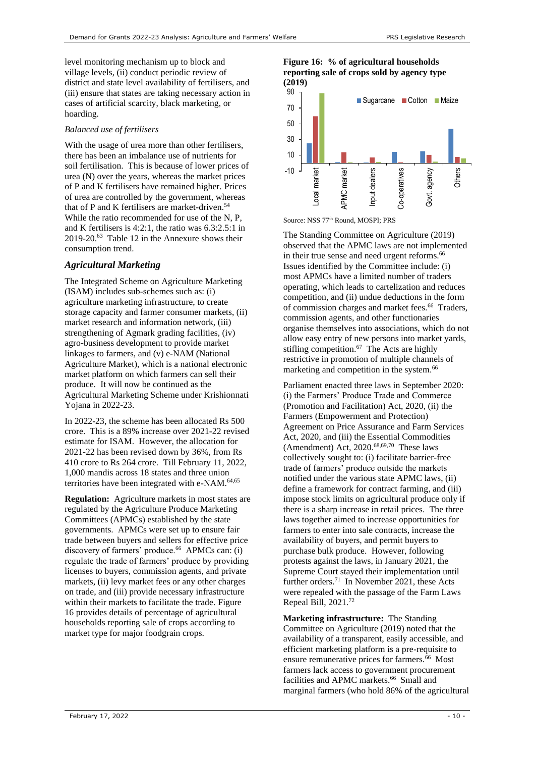level monitoring mechanism up to block and village levels, (ii) conduct periodic review of district and state level availability of fertilisers, and (iii) ensure that states are taking necessary action in cases of artificial scarcity, black marketing, or hoarding.

*Balanced use of fertilisers*

With the usage of urea more than other fertilisers, there has been an imbalance use of nutrients for soil fertilisation. This is because of lower prices of urea (N) over the years, whereas the market prices of P and K fertilisers have remained higher. Prices of urea are controlled by the government, whereas that of P and K fertilisers are market-driven.[54] While the ratio recommended for use of the N, P, and K fertilisers is 4:2:1, the ratio was 6.3:2.5:1 in 2019-20.[63] Table 12 in the Annexure shows their consumption trend.

## Agricultural Marketing

The Integrated Scheme on Agriculture Marketing (ISAM) includes sub-schemes such as: (i) agriculture marketing infrastructure, to create storage capacity and farmer consumer markets, (ii) market research and information network, (iii) strengthening of Agmark grading facilities, (iv) agro-business development to provide market linkages to farmers, and (v) e-NAM (National Agriculture Market), which is a national electronic market platform on which farmers can sell their produce. It will now be continued as the Agricultural Marketing Scheme under Krishionnati Yojana in 2022-23.

In 2022-23, the scheme has been allocated Rs 500 crore. This is a 89% increase over 2021-22 revised estimate for ISAM. However, the allocation for 2021-22 has been revised down by 36%, from Rs 410 crore to Rs 264 crore. Till February 11, 2022, 1,000 mandis across 18 states and three union territories have been integrated with e-NAM.[64,65]

**Regulation:** Agriculture markets in most states are regulated by the Agriculture Produce Marketing Committees (APMCs) established by the state governments. APMCs were set up to ensure fair trade between buyers and sellers for effective price discovery of farmers' produce.[66] APMCs can: (i) regulate the trade of farmers' produce by providing licenses to buyers, commission agents, and private markets, (ii) levy market fees or any other charges on trade, and (iii) provide necessary infrastructure within their markets to facilitate the trade. Figure 16 provides details of percentage of agricultural households reporting sale of crops according to market type for major foodgrain crops.

**Figure 16: % of agricultural households reporting sale of crops sold by agency type (2019)**

| Agency | Sugarcane | Cotton | Maize |
|---|---|---|---|
| Local market | ~25 | ~59 | ~88 |
| APMC market | ~1 | ~13 | ~1 |
| Input dealers | ~0 | ~7 | ~1 |
| Co-operatives | ~14 | ~1 | ~0 |
| Govt. agency | ~15 | ~10 | ~2 |
| Others | ~43 | ~8 | ~6 |

Source: NSS 77th Round, MOSPI; PRS

The Standing Committee on Agriculture (2019) observed that the APMC laws are not implemented in their true sense and need urgent reforms.[66] Issues identified by the Committee include: (i) most APMCs have a limited number of traders operating, which leads to cartelization and reduces competition, and (ii) undue deductions in the form of commission charges and market fees.[66] Traders, commission agents, and other functionaries organise themselves into associations, which do not allow easy entry of new persons into market yards, stifling competition.[67] The Acts are highly restrictive in promotion of multiple channels of marketing and competition in the system.[66]

Parliament enacted three laws in September 2020: (i) the Farmers' Produce Trade and Commerce (Promotion and Facilitation) Act, 2020, (ii) the Farmers (Empowerment and Protection) Agreement on Price Assurance and Farm Services Act, 2020, and (iii) the Essential Commodities (Amendment) Act, 2020.[68,69,70] These laws collectively sought to: (i) facilitate barrier-free trade of farmers' produce outside the markets notified under the various state APMC laws, (ii) define a framework for contract farming, and (iii) impose stock limits on agricultural produce only if there is a sharp increase in retail prices. The three laws together aimed to increase opportunities for farmers to enter into sale contracts, increase the availability of buyers, and permit buyers to purchase bulk produce. However, following protests against the laws, in January 2021, the Supreme Court stayed their implementation until further orders.[71] In November 2021, these Acts were repealed with the passage of the Farm Laws Repeal Bill, 2021.[72]

**Marketing infrastructure:** The Standing Committee on Agriculture (2019) noted that the availability of a transparent, easily accessible, and efficient marketing platform is a pre-requisite to ensure remunerative prices for farmers.[66] Most farmers lack access to government procurement facilities and APMC markets.[66] Small and marginal farmers (who hold 86% of the agricultural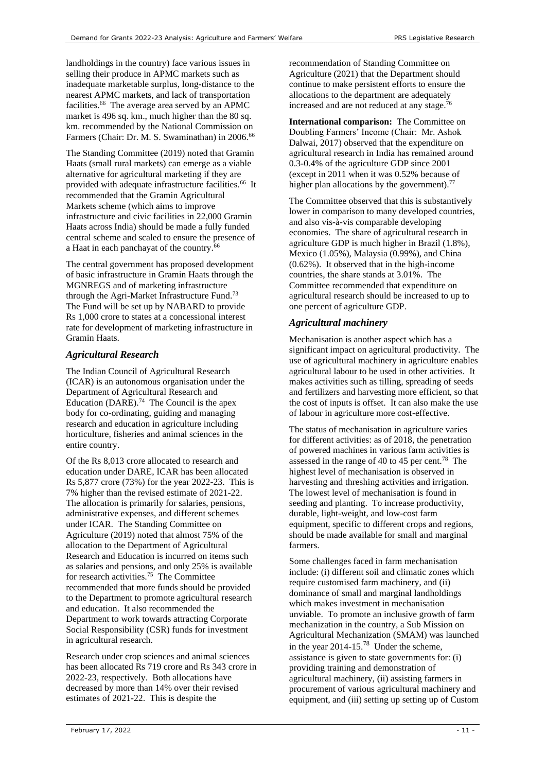landholdings in the country) face various issues in selling their produce in APMC markets such as inadequate marketable surplus, long-distance to the nearest APMC markets, and lack of transportation facilities.[66] The average area served by an APMC market is 496 sq. km., much higher than the 80 sq. km. recommended by the National Commission on Farmers (Chair: Dr. M. S. Swaminathan) in 2006.[66]

The Standing Committee (2019) noted that Gramin Haats (small rural markets) can emerge as a viable alternative for agricultural marketing if they are provided with adequate infrastructure facilities.[66] It recommended that the Gramin Agricultural Markets scheme (which aims to improve infrastructure and civic facilities in 22,000 Gramin Haats across India) should be made a fully funded central scheme and scaled to ensure the presence of a Haat in each panchayat of the country.[66]

The central government has proposed development of basic infrastructure in Gramin Haats through the MGNREGS and of marketing infrastructure through the Agri-Market Infrastructure Fund.[73] The Fund will be set up by NABARD to provide Rs 1,000 crore to states at a concessional interest rate for development of marketing infrastructure in Gramin Haats.

### *Agricultural Research*

The Indian Council of Agricultural Research (ICAR) is an autonomous organisation under the Department of Agricultural Research and Education (DARE).[74] The Council is the apex body for co-ordinating, guiding and managing research and education in agriculture including horticulture, fisheries and animal sciences in the entire country.

Of the Rs 8,013 crore allocated to research and education under DARE, ICAR has been allocated Rs 5,877 crore (73%) for the year 2022-23. This is 7% higher than the revised estimate of 2021-22. The allocation is primarily for salaries, pensions, administrative expenses, and different schemes under ICAR. The Standing Committee on Agriculture (2019) noted that almost 75% of the allocation to the Department of Agricultural Research and Education is incurred on items such as salaries and pensions, and only 25% is available for research activities.[75] The Committee recommended that more funds should be provided to the Department to promote agricultural research and education. It also recommended the Department to work towards attracting Corporate Social Responsibility (CSR) funds for investment in agricultural research.

Research under crop sciences and animal sciences has been allocated Rs 719 crore and Rs 343 crore in 2022-23, respectively. Both allocations have decreased by more than 14% over their revised estimates of 2021-22. This is despite the recommendation of Standing Committee on Agriculture (2021) that the Department should continue to make persistent efforts to ensure the allocations to the department are adequately increased and are not reduced at any stage.[76]

**International comparison:** The Committee on Doubling Farmers' Income (Chair: Mr. Ashok Dalwai, 2017) observed that the expenditure on agricultural research in India has remained around 0.3-0.4% of the agriculture GDP since 2001 (except in 2011 when it was 0.52% because of higher plan allocations by the government).[77]

The Committee observed that this is substantively lower in comparison to many developed countries, and also vis-à-vis comparable developing economies. The share of agricultural research in agriculture GDP is much higher in Brazil (1.8%), Mexico (1.05%), Malaysia (0.99%), and China (0.62%). It observed that in the high-income countries, the share stands at 3.01%. The Committee recommended that expenditure on agricultural research should be increased to up to one percent of agriculture GDP.

### *Agricultural machinery*

Mechanisation is another aspect which has a significant impact on agricultural productivity. The use of agricultural machinery in agriculture enables agricultural labour to be used in other activities. It makes activities such as tilling, spreading of seeds and fertilizers and harvesting more efficient, so that the cost of inputs is offset. It can also make the use of labour in agriculture more cost-effective.

The status of mechanisation in agriculture varies for different activities: as of 2018, the penetration of powered machines in various farm activities is assessed in the range of 40 to 45 per cent.[78] The highest level of mechanisation is observed in harvesting and threshing activities and irrigation. The lowest level of mechanisation is found in seeding and planting. To increase productivity, durable, light-weight, and low-cost farm equipment, specific to different crops and regions, should be made available for small and marginal farmers.

Some challenges faced in farm mechanisation include: (i) different soil and climatic zones which require customised farm machinery, and (ii) dominance of small and marginal landholdings which makes investment in mechanisation unviable. To promote an inclusive growth of farm mechanization in the country, a Sub Mission on Agricultural Mechanization (SMAM) was launched in the year 2014-15.[78] Under the scheme, assistance is given to state governments for: (i) providing training and demonstration of agricultural machinery, (ii) assisting farmers in procurement of various agricultural machinery and equipment, and (iii) setting up setting up of Custom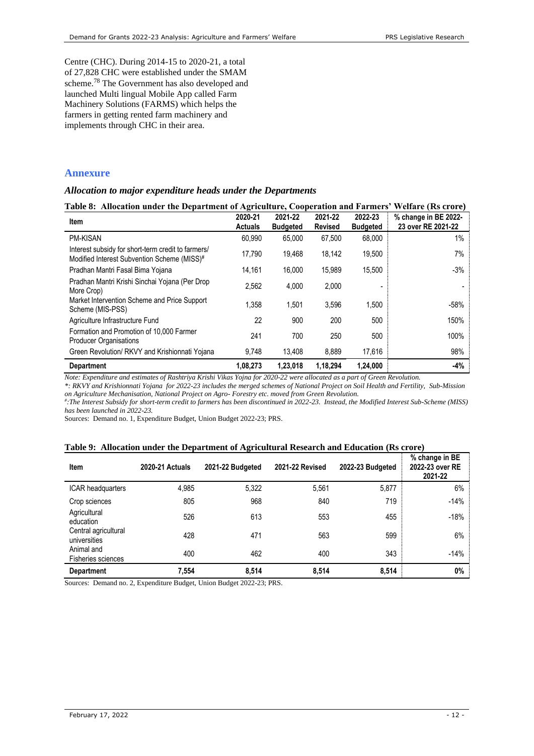Centre (CHC). During 2014-15 to 2020-21, a total of 27,828 CHC were established under the SMAM scheme.[78] The Government has also developed and launched Multi lingual Mobile App called Farm Machinery Solutions (FARMS) which helps the farmers in getting rented farm machinery and implements through CHC in their area.

## Annexure

### *Allocation to major expenditure heads under the Departments*

**Table 8: Allocation under the Department of Agriculture, Cooperation and Farmers' Welfare (Rs crore)**

| Item | 2020-21 Actuals | 2021-22 Budgeted | 2021-22 Revised | 2022-23 Budgeted | % change in BE 2022-23 over RE 2021-22 |
|---|---|---|---|---|---|
| PM-KISAN | 60,990 | 65,000 | 67,500 | 68,000 | 1% |
| Interest subsidy for short-term credit to farmers/ Modified Interest Subvention Scheme (MISS)# | 17,790 | 19,468 | 18,142 | 19,500 | 7% |
| Pradhan Mantri Fasal Bima Yojana | 14,161 | 16,000 | 15,989 | 15,500 | -3% |
| Pradhan Mantri Krishi Sinchai Yojana (Per Drop More Crop) | 2,562 | 4,000 | 2,000 | - | - |
| Market Intervention Scheme and Price Support Scheme (MIS-PSS) | 1,358 | 1,501 | 3,596 | 1,500 | -58% |
| Agriculture Infrastructure Fund | 22 | 900 | 200 | 500 | 150% |
| Formation and Promotion of 10,000 Farmer Producer Organisations | 241 | 700 | 250 | 500 | 100% |
| Green Revolution/ RKVY and Krishionnati Yojana | 9,748 | 13,408 | 8,889 | 17,616 | 98% |
| **Department** | **1,08,273** | **1,23,018** | **1,18,294** | **1,24,000** | **-4%** |

*Note: Expenditure and estimates of Rashtriya Krishi Vikas Yojna for 2020-22 were allocated as a part of Green Revolution.*

*\*: RKVY and Krishionnati Yojana for 2022-23 includes the merged schemes of National Project on Soil Health and Fertility, Sub-Mission on Agriculture Mechanisation, National Project on Agro- Forestry etc. moved from Green Revolution.*

*#:The Interest Subsidy for short-term credit to farmers has been discontinued in 2022-23. Instead, the Modified Interest Sub-Scheme (MISS) has been launched in 2022-23.*

Sources: Demand no. 1, Expenditure Budget, Union Budget 2022-23; PRS.

**Table 9: Allocation under the Department of Agricultural Research and Education (Rs crore)**

| Item | 2020-21 Actuals | 2021-22 Budgeted | 2021-22 Revised | 2022-23 Budgeted | % change in BE 2022-23 over RE 2021-22 |
|---|---|---|---|---|---|
| ICAR headquarters | 4,985 | 5,322 | 5,561 | 5,877 | 6% |
| Crop sciences | 805 | 968 | 840 | 719 | -14% |
| Agricultural education | 526 | 613 | 553 | 455 | -18% |
| Central agricultural universities | 428 | 471 | 563 | 599 | 6% |
| Animal and Fisheries sciences | 400 | 462 | 400 | 343 | -14% |
| **Department** | **7,554** | **8,514** | **8,514** | **8,514** | **0%** |

Sources: Demand no. 2, Expenditure Budget, Union Budget 2022-23; PRS.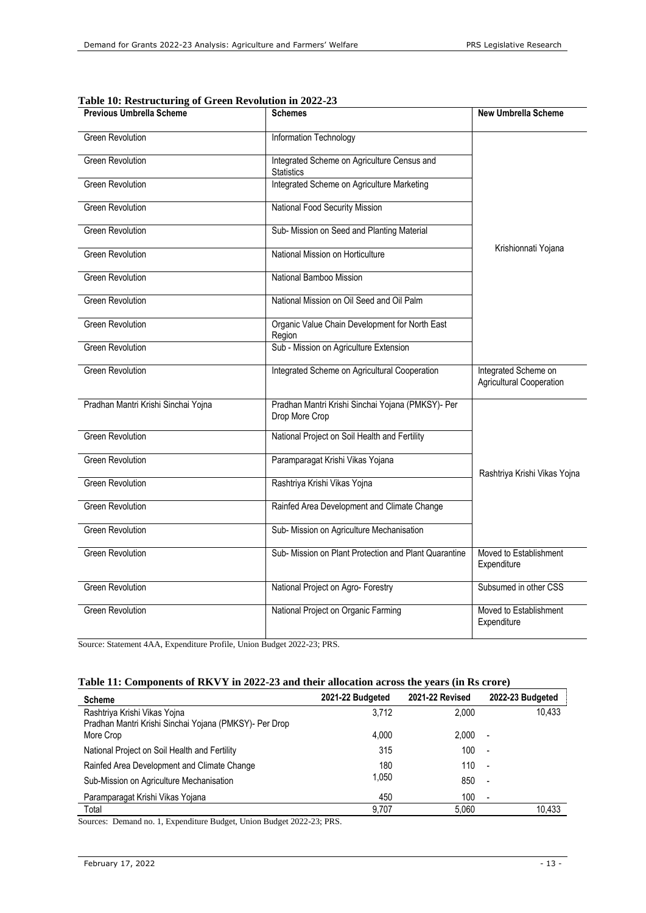**Table 10: Restructuring of Green Revolution in 2022-23**

| Previous Umbrella Scheme | Schemes | New Umbrella Scheme |
|---|---|---|
| Green Revolution | Information Technology | Krishionnati Yojana |
| Green Revolution | Integrated Scheme on Agriculture Census and Statistics | |
| Green Revolution | Integrated Scheme on Agriculture Marketing | |
| Green Revolution | National Food Security Mission | |
| Green Revolution | Sub- Mission on Seed and Planting Material | |
| Green Revolution | National Mission on Horticulture | |
| Green Revolution | National Bamboo Mission | |
| Green Revolution | National Mission on Oil Seed and Oil Palm | |
| Green Revolution | Organic Value Chain Development for North East Region | |
| Green Revolution | Sub - Mission on Agriculture Extension | |
| Green Revolution | Integrated Scheme on Agricultural Cooperation | Integrated Scheme on Agricultural Cooperation |
| Pradhan Mantri Krishi Sinchai Yojna | Pradhan Mantri Krishi Sinchai Yojana (PMKSY)- Per Drop More Crop | Rashtriya Krishi Vikas Yojna |
| Green Revolution | National Project on Soil Health and Fertility | |
| Green Revolution | Paramparagat Krishi Vikas Yojana | |
| Green Revolution | Rashtriya Krishi Vikas Yojna | |
| Green Revolution | Rainfed Area Development and Climate Change | |
| Green Revolution | Sub- Mission on Agriculture Mechanisation | |
| Green Revolution | Sub- Mission on Plant Protection and Plant Quarantine | Moved to Establishment Expenditure |
| Green Revolution | National Project on Agro- Forestry | Subsumed in other CSS |
| Green Revolution | National Project on Organic Farming | Moved to Establishment Expenditure |

Source: Statement 4AA, Expenditure Profile, Union Budget 2022-23; PRS.

**Table 11: Components of RKVY in 2022-23 and their allocation across the years (in Rs crore)**

| Scheme | 2021-22 Budgeted | 2021-22 Revised | 2022-23 Budgeted |
|---|---|---|---|
| Rashtriya Krishi Vikas Yojna | 3,712 | 2,000 | 10,433 |
| Pradhan Mantri Krishi Sinchai Yojana (PMKSY)- Per Drop More Crop | 4,000 | 2,000 | - |
| National Project on Soil Health and Fertility | 315 | 100 | - |
| Rainfed Area Development and Climate Change | 180 | 110 | - |
| Sub-Mission on Agriculture Mechanisation | 1,050 | 850 | - |
| Paramparagat Krishi Vikas Yojana | 450 | 100 | - |
| Total | 9,707 | 5,060 | 10,433 |

Sources: Demand no. 1, Expenditure Budget, Union Budget 2022-23; PRS.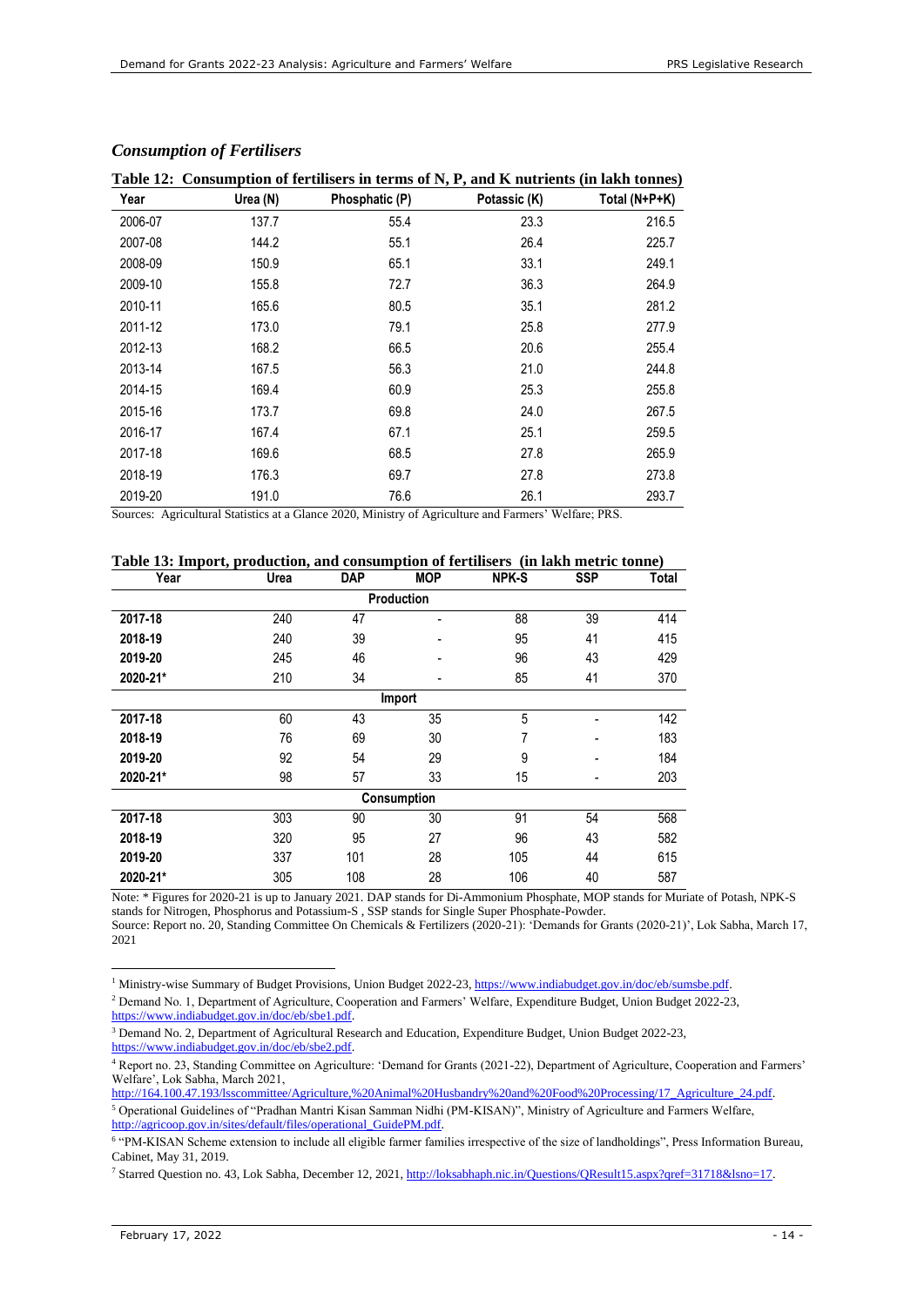### *Consumption of Fertilisers*

**Table 12: Consumption of fertilisers in terms of N, P, and K nutrients (in lakh tonnes)**

| Year | Urea (N) | Phosphatic (P) | Potassic (K) | Total (N+P+K) |
|---|---|---|---|---|
| 2006-07 | 137.7 | 55.4 | 23.3 | 216.5 |
| 2007-08 | 144.2 | 55.1 | 26.4 | 225.7 |
| 2008-09 | 150.9 | 65.1 | 33.1 | 249.1 |
| 2009-10 | 155.8 | 72.7 | 36.3 | 264.9 |
| 2010-11 | 165.6 | 80.5 | 35.1 | 281.2 |
| 2011-12 | 173.0 | 79.1 | 25.8 | 277.9 |
| 2012-13 | 168.2 | 66.5 | 20.6 | 255.4 |
| 2013-14 | 167.5 | 56.3 | 21.0 | 244.8 |
| 2014-15 | 169.4 | 60.9 | 25.3 | 255.8 |
| 2015-16 | 173.7 | 69.8 | 24.0 | 267.5 |
| 2016-17 | 167.4 | 67.1 | 25.1 | 259.5 |
| 2017-18 | 169.6 | 68.5 | 27.8 | 265.9 |
| 2018-19 | 176.3 | 69.7 | 27.8 | 273.8 |
| 2019-20 | 191.0 | 76.6 | 26.1 | 293.7 |

Sources: Agricultural Statistics at a Glance 2020, Ministry of Agriculture and Farmers' Welfare; PRS.

**Table 13: Import, production, and consumption of fertilisers (in lakh metric tonne)**

| Year | Urea | DAP | MOP | NPK-S | SSP | Total |
|---|---|---|---|---|---|---|
| | | | **Production** | | | |
| **2017-18** | 240 | 47 | - | 88 | 39 | 414 |
| **2018-19** | 240 | 39 | - | 95 | 41 | 415 |
| **2019-20** | 245 | 46 | - | 96 | 43 | 429 |
| **2020-21*** | 210 | 34 | - | 85 | 41 | 370 |
| | | | **Import** | | | |
| **2017-18** | 60 | 43 | 35 | 5 | - | 142 |
| **2018-19** | 76 | 69 | 30 | 7 | - | 183 |
| **2019-20** | 92 | 54 | 29 | 9 | - | 184 |
| **2020-21*** | 98 | 57 | 33 | 15 | - | 203 |
| | | | **Consumption** | | | |
| **2017-18** | 303 | 90 | 30 | 91 | 54 | 568 |
| **2018-19** | 320 | 95 | 27 | 96 | 43 | 582 |
| **2019-20** | 337 | 101 | 28 | 105 | 44 | 615 |
| **2020-21*** | 305 | 108 | 28 | 106 | 40 | 587 |

Note: * Figures for 2020-21 is up to January 2021. DAP stands for Di-Ammonium Phosphate, MOP stands for Muriate of Potash, NPK-S stands for Nitrogen, Phosphorus and Potassium-S , SSP stands for Single Super Phosphate-Powder.
Source: Report no. 20, Standing Committee On Chemicals & Fertilizers (2020-21): 'Demands for Grants (2020-21)', Lok Sabha, March 17, 2021

---

[1] Ministry-wise Summary of Budget Provisions, Union Budget 2022-23, https://www.indiabudget.gov.in/doc/eb/sumsbe.pdf.

[2] Demand No. 1, Department of Agriculture, Cooperation and Farmers' Welfare, Expenditure Budget, Union Budget 2022-23, https://www.indiabudget.gov.in/doc/eb/sbe1.pdf.

[3] Demand No. 2, Department of Agricultural Research and Education, Expenditure Budget, Union Budget 2022-23, https://www.indiabudget.gov.in/doc/eb/sbe2.pdf.

[4] Report no. 23, Standing Committee on Agriculture: 'Demand for Grants (2021-22), Department of Agriculture, Cooperation and Farmers' Welfare', Lok Sabha, March 2021, http://164.100.47.193/lsscommittee/Agriculture,%20Animal%20Husbandry%20and%20Food%20Processing/17_Agriculture_24.pdf.

[5] Operational Guidelines of "Pradhan Mantri Kisan Samman Nidhi (PM-KISAN)", Ministry of Agriculture and Farmers Welfare, http://agricoop.gov.in/sites/default/files/operational_GuidePM.pdf.

[6] "PM-KISAN Scheme extension to include all eligible farmer families irrespective of the size of landholdings", Press Information Bureau, Cabinet, May 31, 2019.

[7] Starred Question no. 43, Lok Sabha, December 12, 2021, http://loksabhaph.nic.in/Questions/QResult15.aspx?qref=31718&lsno=17.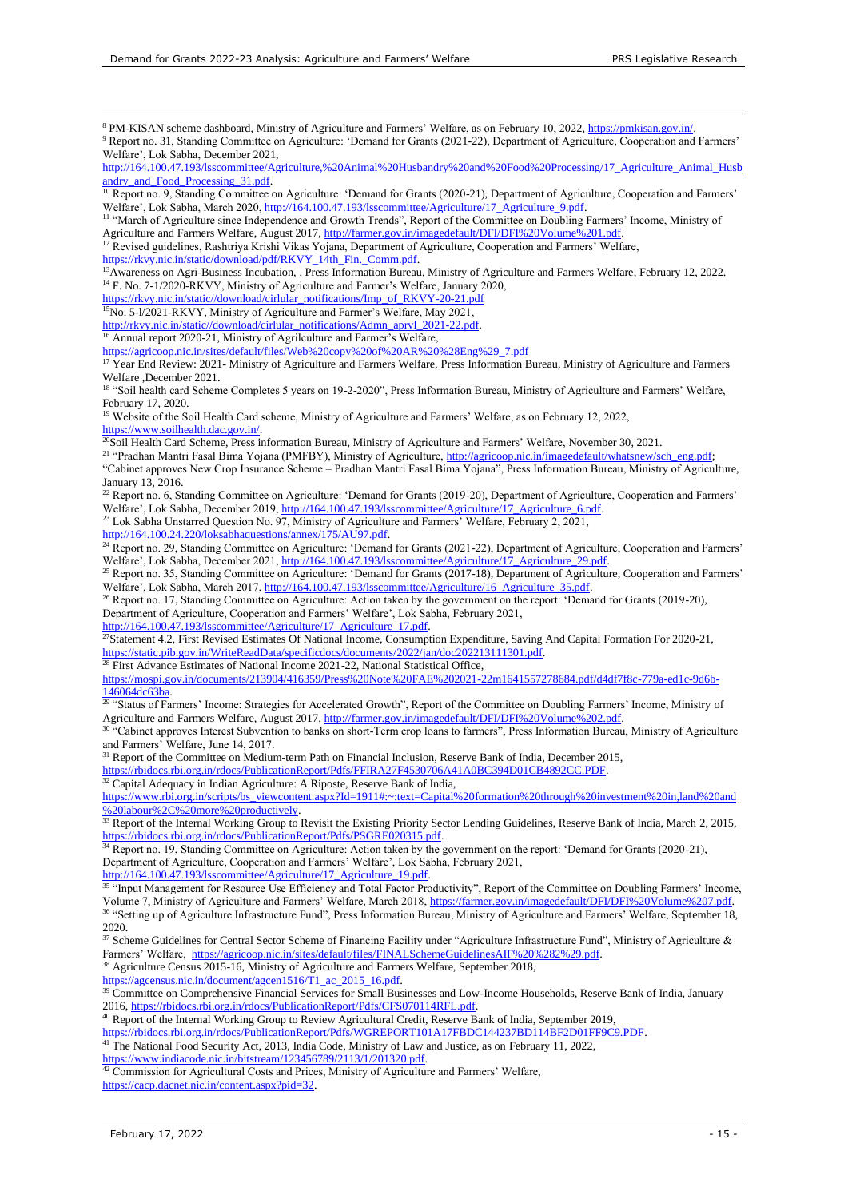[8] PM-KISAN scheme dashboard, Ministry of Agriculture and Farmers' Welfare, as on February 10, 2022, https://pmkisan.gov.in/.

[9] Report no. 31, Standing Committee on Agriculture: 'Demand for Grants (2021-22), Department of Agriculture, Cooperation and Farmers' Welfare', Lok Sabha, December 2021, http://164.100.47.193/lsscommittee/Agriculture,%20Animal%20Husbandry%20and%20Food%20Processing/17_Agriculture_Animal_Husbandry_and_Food_Processing_31.pdf.

[10] Report no. 9, Standing Committee on Agriculture: 'Demand for Grants (2020-21), Department of Agriculture, Cooperation and Farmers' Welfare', Lok Sabha, March 2020, http://164.100.47.193/lsscommittee/Agriculture/17_Agriculture_9.pdf.

[11] "March of Agriculture since Independence and Growth Trends", Report of the Committee on Doubling Farmers' Income, Ministry of Agriculture and Farmers Welfare, August 2017, http://farmer.gov.in/imagedefault/DFI/DFI%20Volume%201.pdf.

[12] Revised guidelines, Rashtriya Krishi Vikas Yojana, Department of Agriculture, Cooperation and Farmers' Welfare, https://rkvy.nic.in/static/download/pdf/RKVY_14th_Fin._Comm.pdf.

[13] Awareness on Agri-Business Incubation, , Press Information Bureau, Ministry of Agriculture and Farmers Welfare, February 12, 2022.

[14] F. No. 7-1/2020-RKVY, Ministry of Agriculture and Farmer's Welfare, January 2020, https://rkvy.nic.in/static//download/cirlular_notifications/Imp_of_RKVY-20-21.pdf

[15] No. 5-l/2021-RKVY, Ministry of Agriculture and Farmer's Welfare, May 2021, http://rkvy.nic.in/static//download/cirlular_notifications/Admn_aprvl_2021-22.pdf.

[16] Annual report 2020-21, Ministry of Agriculture and Farmer's Welfare, https://agricoop.nic.in/sites/default/files/Web%20copy%20of%20AR%20%28Eng%29_7.pdf

[17] Year End Review: 2021- Ministry of Agriculture and Farmers Welfare, Press Information Bureau, Ministry of Agriculture and Farmers Welfare ,December 2021.

[18] "Soil health card Scheme Completes 5 years on 19-2-2020", Press Information Bureau, Ministry of Agriculture and Farmers' Welfare, February 17, 2020.

[19] Website of the Soil Health Card scheme, Ministry of Agriculture and Farmers' Welfare, as on February 12, 2022, https://www.soilhealth.dac.gov.in/.

[20] Soil Health Card Scheme, Press information Bureau, Ministry of Agriculture and Farmers' Welfare, November 30, 2021.

[21] "Pradhan Mantri Fasal Bima Yojana (PMFBY), Ministry of Agriculture, http://agricoop.nic.in/imagedefault/whatsnew/sch_eng.pdf; "Cabinet approves New Crop Insurance Scheme – Pradhan Mantri Fasal Bima Yojana", Press Information Bureau, Ministry of Agriculture, January 13, 2016.

[22] Report no. 6, Standing Committee on Agriculture: 'Demand for Grants (2019-20), Department of Agriculture, Cooperation and Farmers' Welfare', Lok Sabha, December 2019, http://164.100.47.193/lsscommittee/Agriculture/17_Agriculture_6.pdf.

[23] Lok Sabha Unstarred Question No. 97, Ministry of Agriculture and Farmers' Welfare, February 2, 2021, http://164.100.24.220/loksabhaquestions/annex/175/AU97.pdf.

[24] Report no. 29, Standing Committee on Agriculture: 'Demand for Grants (2021-22), Department of Agriculture, Cooperation and Farmers' Welfare', Lok Sabha, December 2021, http://164.100.47.193/lsscommittee/Agriculture/17_Agriculture_29.pdf.

[25] Report no. 35, Standing Committee on Agriculture: 'Demand for Grants (2017-18), Department of Agriculture, Cooperation and Farmers' Welfare', Lok Sabha, March 2017, http://164.100.47.193/lsscommittee/Agriculture/16_Agriculture_35.pdf.

[26] Report no. 17, Standing Committee on Agriculture: Action taken by the government on the report: 'Demand for Grants (2019-20), Department of Agriculture, Cooperation and Farmers' Welfare', Lok Sabha, February 2021, http://164.100.47.193/lsscommittee/Agriculture/17_Agriculture_17.pdf.

[27] Statement 4.2, First Revised Estimates Of National Income, Consumption Expenditure, Saving And Capital Formation For 2020-21, https://static.pib.gov.in/WriteReadData/specificdocs/documents/2022/jan/doc202213111301.pdf.

[28] First Advance Estimates of National Income 2021-22, National Statistical Office, https://mospi.gov.in/documents/213904/416359/Press%20Note%20FAE%202021-22m1641557278684.pdf/d4df7f8c-779a-ed1c-9d6b-146064dc63ba.

[29] "Status of Farmers' Income: Strategies for Accelerated Growth", Report of the Committee on Doubling Farmers' Income, Ministry of Agriculture and Farmers Welfare, August 2017, http://farmer.gov.in/imagedefault/DFI/DFI%20Volume%202.pdf.

[30] "Cabinet approves Interest Subvention to banks on short-Term crop loans to farmers", Press Information Bureau, Ministry of Agriculture and Farmers' Welfare, June 14, 2017.

[31] Report of the Committee on Medium-term Path on Financial Inclusion, Reserve Bank of India, December 2015, https://rbidocs.rbi.org.in/rdocs/PublicationReport/Pdfs/FFIRA27F4530706A41A0BC394D01CB4892CC.PDF.

[32] Capital Adequacy in Indian Agriculture: A Riposte, Reserve Bank of India, https://www.rbi.org.in/scripts/bs_viewcontent.aspx?Id=1911#:~:text=Capital%20formation%20through%20investment%20in,land%20and%20labour%2C%20more%20productively.

[33] Report of the Internal Working Group to Revisit the Existing Priority Sector Lending Guidelines, Reserve Bank of India, March 2, 2015, https://rbidocs.rbi.org.in/rdocs/PublicationReport/Pdfs/PSGRE020315.pdf.

[34] Report no. 19, Standing Committee on Agriculture: Action taken by the government on the report: 'Demand for Grants (2020-21), Department of Agriculture, Cooperation and Farmers' Welfare', Lok Sabha, February 2021, http://164.100.47.193/lsscommittee/Agriculture/17_Agriculture_19.pdf.

[35] "Input Management for Resource Use Efficiency and Total Factor Productivity", Report of the Committee on Doubling Farmers' Income, Volume 7, Ministry of Agriculture and Farmers' Welfare, March 2018, https://farmer.gov.in/imagedefault/DFI/DFI%20Volume%207.pdf.

[36] "Setting up of Agriculture Infrastructure Fund", Press Information Bureau, Ministry of Agriculture and Farmers' Welfare, September 18, 2020.

[37] Scheme Guidelines for Central Sector Scheme of Financing Facility under "Agriculture Infrastructure Fund", Ministry of Agriculture & Farmers' Welfare, https://agricoop.nic.in/sites/default/files/FINALSchemeGuidelinesAIF%20%282%29.pdf.

[38] Agriculture Census 2015-16, Ministry of Agriculture and Farmers Welfare, September 2018, https://agcensus.nic.in/document/agcen1516/T1_ac_2015_16.pdf.

[39] Committee on Comprehensive Financial Services for Small Businesses and Low-Income Households, Reserve Bank of India, January 2016, https://rbidocs.rbi.org.in/rdocs/PublicationReport/Pdfs/CFS070114RFL.pdf.

[40] Report of the Internal Working Group to Review Agricultural Credit, Reserve Bank of India, September 2019, https://rbidocs.rbi.org.in/rdocs/PublicationReport/Pdfs/WGREPORT101A17FBDC144237BD114BF2D01FF9C9.PDF.

[41] The National Food Security Act, 2013, India Code, Ministry of Law and Justice, as on February 11, 2022, https://www.indiacode.nic.in/bitstream/123456789/2113/1/201320.pdf.

[42] Commission for Agricultural Costs and Prices, Ministry of Agriculture and Farmers' Welfare, https://cacp.dacnet.nic.in/content.aspx?pid=32.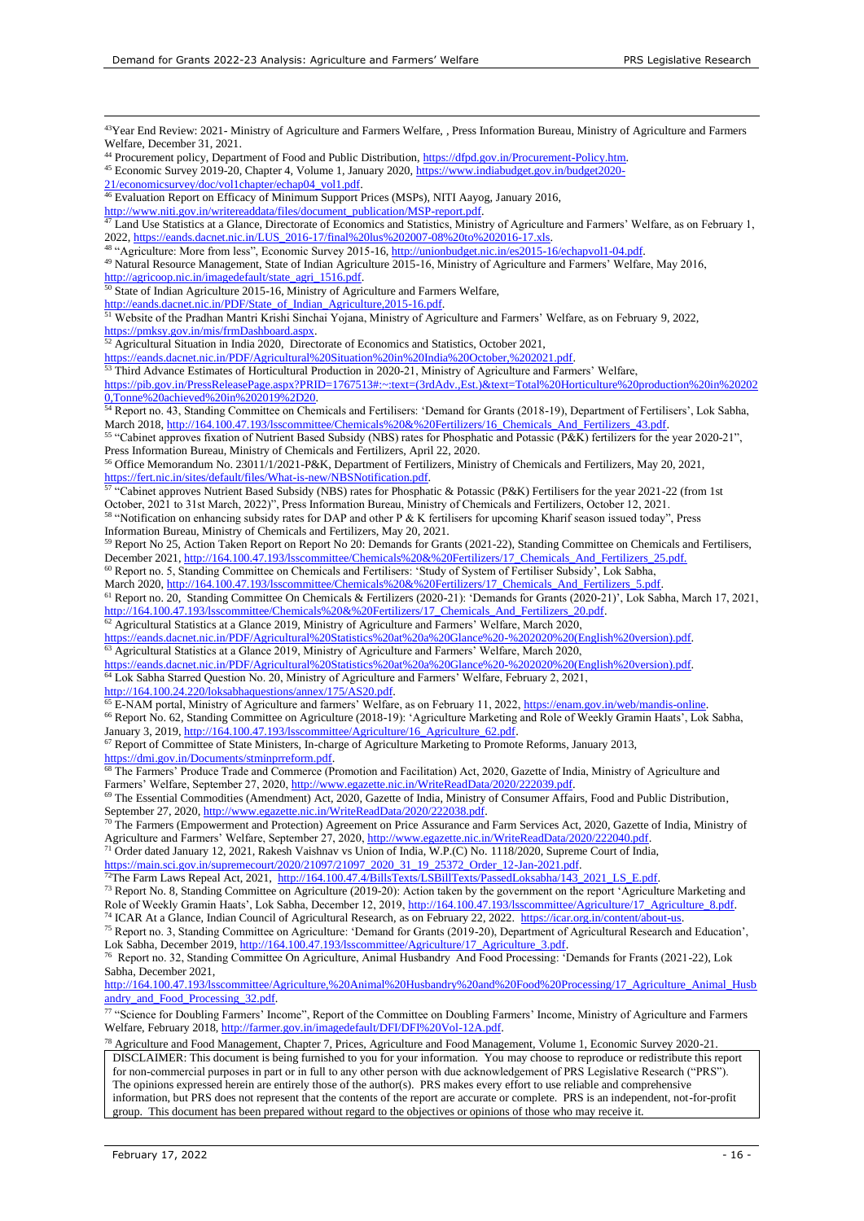[43]Year End Review: 2021- Ministry of Agriculture and Farmers Welfare, , Press Information Bureau, Ministry of Agriculture and Farmers Welfare, December 31, 2021.

[44] Procurement policy, Department of Food and Public Distribution, https://dfpd.gov.in/Procurement-Policy.htm.

[45] Economic Survey 2019-20, Chapter 4, Volume 1, January 2020, https://www.indiabudget.gov.in/budget2020-21/economicsurvey/doc/vol1chapter/echap04_vol1.pdf.

[46] Evaluation Report on Efficacy of Minimum Support Prices (MSPs), NITI Aayog, January 2016, http://www.niti.gov.in/writereaddata/files/document_publication/MSP-report.pdf.

[47] Land Use Statistics at a Glance, Directorate of Economics and Statistics, Ministry of Agriculture and Farmers' Welfare, as on February 1, 2022, https://eands.dacnet.nic.in/LUS_2016-17/final%20lus%202007-08%20to%2016-17.xls.

[48] "Agriculture: More from less", Economic Survey 2015-16, http://unionbudget.nic.in/es2015-16/echapvol1-04.pdf.

[49] Natural Resource Management, State of Indian Agriculture 2015-16, Ministry of Agriculture and Farmers' Welfare, May 2016, http://agricoop.nic.in/imagedefault/state_agri_1516.pdf.

[50] State of Indian Agriculture 2015-16, Ministry of Agriculture and Farmers Welfare, http://eands.dacnet.nic.in/PDF/State_of_Indian_Agriculture,2015-16.pdf.

[51] Website of the Pradhan Mantri Krishi Sinchai Yojana, Ministry of Agriculture and Farmers' Welfare, as on February 9, 2022, https://pmksy.gov.in/mis/frmDashboard.aspx.

[52] Agricultural Situation in India 2020, Directorate of Economics and Statistics, October 2021, https://eands.dacnet.nic.in/PDF/Agricultural%20Situation%20in%20India%20October,%202021.pdf.

[53] Third Advance Estimates of Horticultural Production in 2020-21, Ministry of Agriculture and Farmers' Welfare, https://pib.gov.in/PressReleasePage.aspx?PRID=1767513#:~:text=(3rdAdv.,Est.)&text=Total%20Horticulture%20production%20in%202020,Tonne%20achieved%20in%202019%2D20.

[54] Report no. 43, Standing Committee on Chemicals and Fertilisers: 'Demand for Grants (2018-19), Department of Fertilisers', Lok Sabha, March 2018, http://164.100.47.193/lsscommittee/Chemicals%20&%20Fertilizers/16_Chemicals_And_Fertilizers_43.pdf.

[55] "Cabinet approves fixation of Nutrient Based Subsidy (NBS) rates for Phosphatic and Potassic (P&K) fertilizers for the year 2020-21", Press Information Bureau, Ministry of Chemicals and Fertilizers, April 22, 2020.

[56] Office Memorandum No. 23011/1/2021-P&K, Department of Fertilizers, Ministry of Chemicals and Fertilizers, May 20, 2021, https://fert.nic.in/sites/default/files/What-is-new/NBSNotification.pdf.

[57] "Cabinet approves Nutrient Based Subsidy (NBS) rates for Phosphatic & Potassic (P&K) Fertilisers for the year 2021-22 (from 1st October, 2021 to 31st March, 2022)", Press Information Bureau, Ministry of Chemicals and Fertilizers, October 12, 2021.

[58] "Notification on enhancing subsidy rates for DAP and other P & K fertilisers for upcoming Kharif season issued today", Press Information Bureau, Ministry of Chemicals and Fertilizers, May 20, 2021.

[59] Report No 25, Action Taken Report on Report No 20: Demands for Grants (2021-22), Standing Committee on Chemicals and Fertilisers, December 2021, http://164.100.47.193/lsscommittee/Chemicals%20&%20Fertilizers/17_Chemicals_And_Fertilizers_25.pdf.

[60] Report no. 5, Standing Committee on Chemicals and Fertilisers: 'Study of System of Fertiliser Subsidy', Lok Sabha, March 2020, http://164.100.47.193/lsscommittee/Chemicals%20&%20Fertilizers/17_Chemicals_And_Fertilizers_5.pdf.

[61] Report no. 20, Standing Committee On Chemicals & Fertilizers (2020-21): 'Demands for Grants (2020-21)', Lok Sabha, March 17, 2021, http://164.100.47.193/lsscommittee/Chemicals%20&%20Fertilizers/17_Chemicals_And_Fertilizers_20.pdf.

[62] Agricultural Statistics at a Glance 2019, Ministry of Agriculture and Farmers' Welfare, March 2020, https://eands.dacnet.nic.in/PDF/Agricultural%20Statistics%20at%20a%20Glance%20-%202020%20(English%20version).pdf.

[63] Agricultural Statistics at a Glance 2019, Ministry of Agriculture and Farmers' Welfare, March 2020, https://eands.dacnet.nic.in/PDF/Agricultural%20Statistics%20at%20a%20Glance%20-%202020%20(English%20version).pdf.

[64] Lok Sabha Starred Question No. 20, Ministry of Agriculture and Farmers' Welfare, February 2, 2021, http://164.100.24.220/loksabhaquestions/annex/175/AS20.pdf.

[65] E-NAM portal, Ministry of Agriculture and farmers' Welfare, as on February 11, 2022, https://enam.gov.in/web/mandis-online.

[66] Report No. 62, Standing Committee on Agriculture (2018-19): 'Agriculture Marketing and Role of Weekly Gramin Haats', Lok Sabha, January 3, 2019, http://164.100.47.193/lsscommittee/Agriculture/16_Agriculture_62.pdf.

[67] Report of Committee of State Ministers, In-charge of Agriculture Marketing to Promote Reforms, January 2013, https://dmi.gov.in/Documents/stminprreform.pdf.

[68] The Farmers' Produce Trade and Commerce (Promotion and Facilitation) Act, 2020, Gazette of India, Ministry of Agriculture and Farmers' Welfare, September 27, 2020, http://www.egazette.nic.in/WriteReadData/2020/222039.pdf.

[69] The Essential Commodities (Amendment) Act, 2020, Gazette of India, Ministry of Consumer Affairs, Food and Public Distribution, September 27, 2020, http://www.egazette.nic.in/WriteReadData/2020/222038.pdf.

[70] The Farmers (Empowerment and Protection) Agreement on Price Assurance and Farm Services Act, 2020, Gazette of India, Ministry of Agriculture and Farmers' Welfare, September 27, 2020, http://www.egazette.nic.in/WriteReadData/2020/222040.pdf.

[71] Order dated January 12, 2021, Rakesh Vaishnav vs Union of India, W.P.(C) No. 1118/2020, Supreme Court of India, https://main.sci.gov.in/supremecourt/2020/21097/21097_2020_31_19_25372_Order_12-Jan-2021.pdf.

[72]The Farm Laws Repeal Act, 2021, http://164.100.47.4/BillsTexts/LSBillTexts/PassedLoksabha/143_2021_LS_E.pdf.

[73] Report No. 8, Standing Committee on Agriculture (2019-20): Action taken by the government on the report 'Agriculture Marketing and Role of Weekly Gramin Haats', Lok Sabha, December 12, 2019, http://164.100.47.193/lsscommittee/Agriculture/17_Agriculture_8.pdf.

[74] ICAR At a Glance, Indian Council of Agricultural Research, as on February 22, 2022. https://icar.org.in/content/about-us.

[75] Report no. 3, Standing Committee on Agriculture: 'Demand for Grants (2019-20), Department of Agricultural Research and Education', Lok Sabha, December 2019, http://164.100.47.193/lsscommittee/Agriculture/17_Agriculture_3.pdf.

[76] Report No. 32, Standing Committee On Agriculture, Animal Husbandry And Food Processing: 'Demands for Frants (2021-22), Lok Sabha, December 2021, http://164.100.47.193/lsscommittee/Agriculture,%20Animal%20Husbandry%20and%20Food%20Processing/17_Agriculture_Animal_Husbandry_and_Food_Processing_32.pdf.

[77] "Science for Doubling Farmers' Income", Report of the Committee on Doubling Farmers' Income, Ministry of Agriculture and Farmers Welfare, February 2018, http://farmer.gov.in/imagedefault/DFI/DFI%20Vol-12A.pdf.

[78] Agriculture and Food Management, Chapter 7, Prices, Agriculture and Food Management, Volume 1, Economic Survey 2020-21.

DISCLAIMER: This document is being furnished to you for your information. You may choose to reproduce or redistribute this report for non-commercial purposes in part or in full to any other person with due acknowledgement of PRS Legislative Research ("PRS"). The opinions expressed herein are entirely those of the author(s). PRS makes every effort to use reliable and comprehensive information, but PRS does not represent that the contents of the report are accurate or complete. PRS is an independent, not-for-profit group. This document has been prepared without regard to the objectives or opinions of those who may receive it.